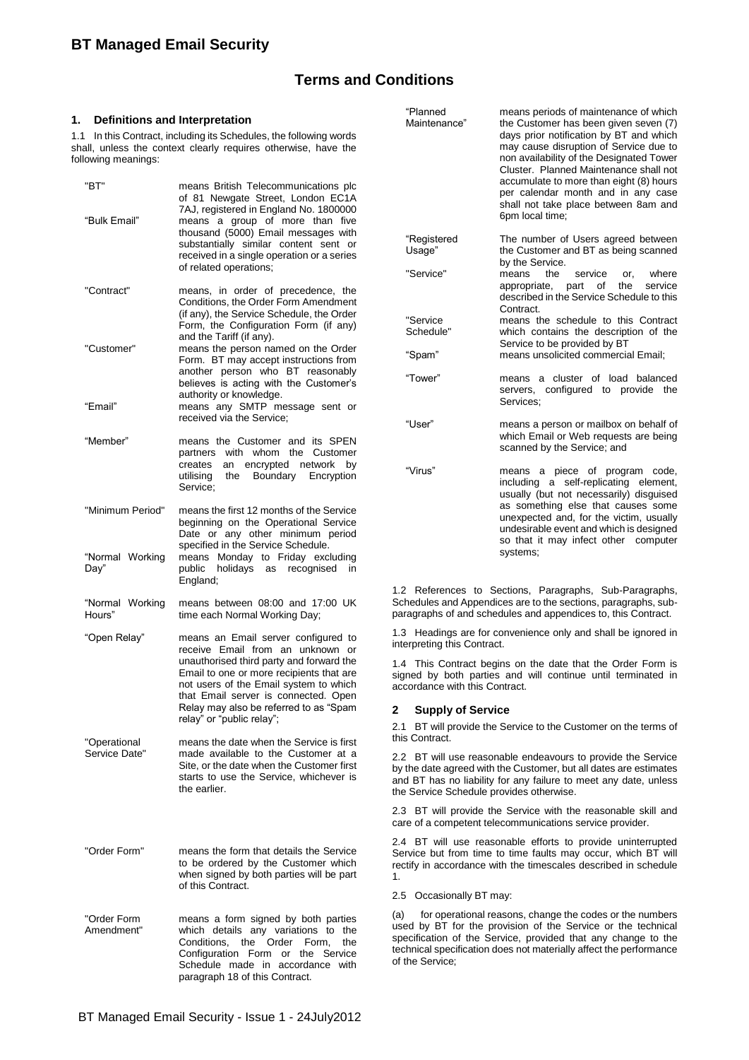# BT Managed Email Security

## Terms and Conditions

### 1. Definitions and Interpretation

1.1 In this Contract, including its Schedules, the following words shall, unless the context clearly requires otherwise, have the following meanings:

| Term | Meaning |
|---|---|
| "BT" | means British Telecommunications plc of 81 Newgate Street, London EC1A 7AJ, registered in England No. 1800000 |
| "Bulk Email" | means a group of more than five thousand (5000) Email messages with substantially similar content sent or received in a single operation or a series of related operations; |
| "Contract" | means, in order of precedence, the Conditions, the Order Form Amendment (if any), the Service Schedule, the Order Form, the Configuration Form (if any) and the Tariff (if any). |
| "Customer" | means the person named on the Order Form. BT may accept instructions from another person who BT reasonably believes is acting with the Customer's authority or knowledge. |
| "Email" | means any SMTP message sent or received via the Service; |
| "Member" | means the Customer and its SPEN partners with whom the Customer creates an encrypted network by utilising the Boundary Encryption Service; |
| "Minimum Period" | means the first 12 months of the Service beginning on the Operational Service Date or any other minimum period specified in the Service Schedule. |
| "Normal Working Day" | means Monday to Friday excluding public holidays as recognised in England; |
| "Normal Working Hours" | means between 08:00 and 17:00 UK time each Normal Working Day; |
| "Open Relay" | means an Email server configured to receive Email from an unknown or unauthorised third party and forward the Email to one or more recipients that are not users of the Email system to which that Email server is connected. Open Relay may also be referred to as "Spam relay" or "public relay"; |
| "Operational Service Date" | means the date when the Service is first made available to the Customer at a Site, or the date when the Customer first starts to use the Service, whichever is the earlier. |
| "Order Form" | means the form that details the Service to be ordered by the Customer which when signed by both parties will be part of this Contract. |
| "Order Form Amendment" | means a form signed by both parties which details any variations to the Conditions, the Order Form, the Configuration Form or the Service Schedule made in accordance with paragraph 18 of this Contract. |
| "Planned Maintenance" | means periods of maintenance of which the Customer has been given seven (7) days prior notification by BT and which may cause disruption of Service due to non availability of the Designated Tower Cluster. Planned Maintenance shall not accumulate to more than eight (8) hours per calendar month and in any case shall not take place between 8am and 6pm local time; |
| "Registered Usage" | The number of Users agreed between the Customer and BT as being scanned by the Service. |
| "Service" | means the service or, where appropriate, part of the service described in the Service Schedule to this Contract. |
| "Service Schedule" | means the schedule to this Contract which contains the description of the Service to be provided by BT |
| "Spam" | means unsolicited commercial Email; |
| "Tower" | means a cluster of load balanced servers, configured to provide the Services; |
| "User" | means a person or mailbox on behalf of which Email or Web requests are being scanned by the Service; and |
| "Virus" | means a piece of program code, including a self-replicating element, usually (but not necessarily) disguised as something else that causes some unexpected and, for the victim, usually undesirable event and which is designed so that it may infect other computer systems; |

1.2 References to Sections, Paragraphs, Sub-Paragraphs, Schedules and Appendices are to the sections, paragraphs, sub-paragraphs of and schedules and appendices to, this Contract.

1.3 Headings are for convenience only and shall be ignored in interpreting this Contract.

1.4 This Contract begins on the date that the Order Form is signed by both parties and will continue until terminated in accordance with this Contract.

### 2 Supply of Service

2.1 BT will provide the Service to the Customer on the terms of this Contract.

2.2 BT will use reasonable endeavours to provide the Service by the date agreed with the Customer, but all dates are estimates and BT has no liability for any failure to meet any date, unless the Service Schedule provides otherwise.

2.3 BT will provide the Service with the reasonable skill and care of a competent telecommunications service provider.

2.4 BT will use reasonable efforts to provide uninterrupted Service but from time to time faults may occur, which BT will rectify in accordance with the timescales described in schedule 1.

2.5 Occasionally BT may:

(a) for operational reasons, change the codes or the numbers used by BT for the provision of the Service or the technical specification of the Service, provided that any change to the technical specification does not materially affect the performance of the Service;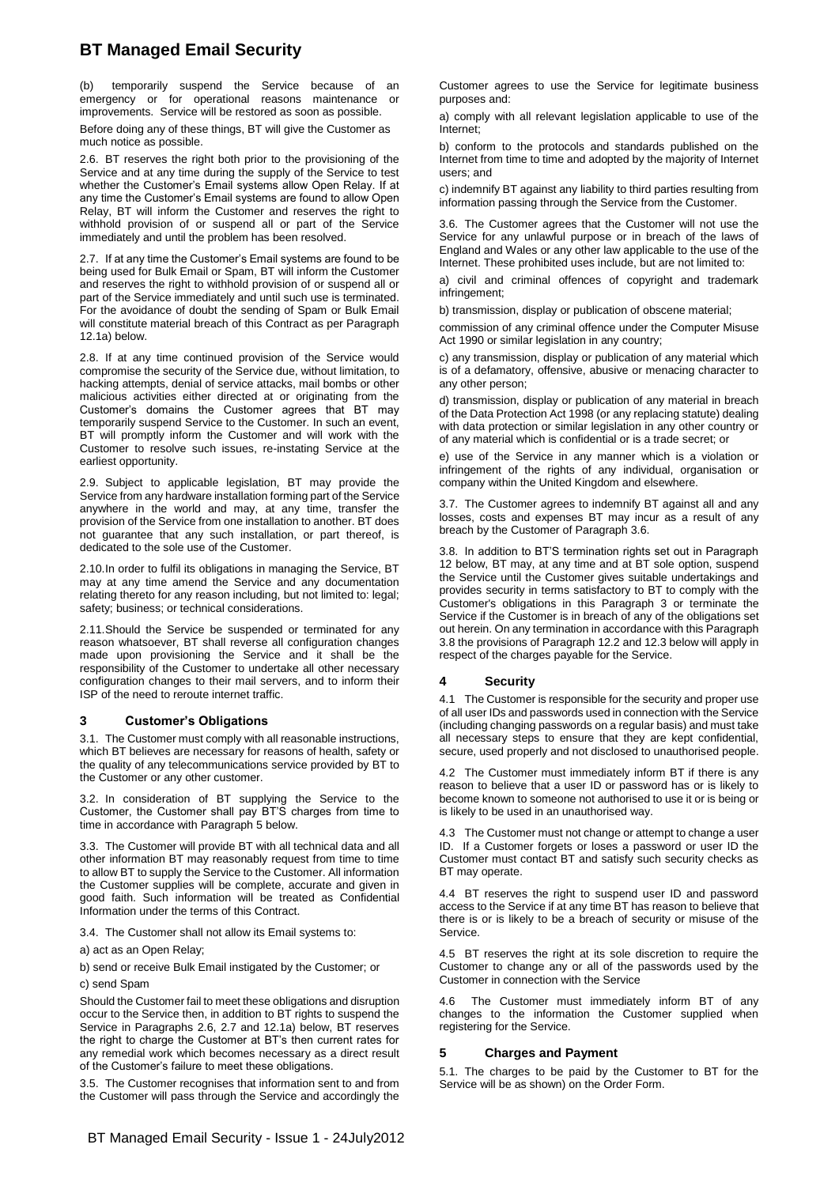(b) temporarily suspend the Service because of an emergency or for operational reasons maintenance or improvements. Service will be restored as soon as possible.

Before doing any of these things, BT will give the Customer as much notice as possible.

2.6. BT reserves the right both prior to the provisioning of the Service and at any time during the supply of the Service to test whether the Customer's Email systems allow Open Relay. If at any time the Customer's Email systems are found to allow Open Relay, BT will inform the Customer and reserves the right to withhold provision of or suspend all or part of the Service immediately and until the problem has been resolved.

2.7. If at any time the Customer's Email systems are found to be being used for Bulk Email or Spam, BT will inform the Customer and reserves the right to withhold provision of or suspend all or part of the Service immediately and until such use is terminated. For the avoidance of doubt the sending of Spam or Bulk Email will constitute material breach of this Contract as per Paragraph 12.1a) below.

2.8. If at any time continued provision of the Service would compromise the security of the Service due, without limitation, to hacking attempts, denial of service attacks, mail bombs or other malicious activities either directed at or originating from the Customer's domains the Customer agrees that BT may temporarily suspend Service to the Customer. In such an event, BT will promptly inform the Customer and will work with the Customer to resolve such issues, re-instating Service at the earliest opportunity.

2.9. Subject to applicable legislation, BT may provide the Service from any hardware installation forming part of the Service anywhere in the world and may, at any time, transfer the provision of the Service from one installation to another. BT does not guarantee that any such installation, or part thereof, is dedicated to the sole use of the Customer.

2.10. In order to fulfil its obligations in managing the Service, BT may at any time amend the Service and any documentation relating thereto for any reason including, but not limited to: legal; safety; business; or technical considerations.

2.11. Should the Service be suspended or terminated for any reason whatsoever, BT shall reverse all configuration changes made upon provisioning the Service and it shall be the responsibility of the Customer to undertake all other necessary configuration changes to their mail servers, and to inform their ISP of the need to reroute internet traffic.

## 3 Customer's Obligations

3.1. The Customer must comply with all reasonable instructions, which BT believes are necessary for reasons of health, safety or the quality of any telecommunications service provided by BT to the Customer or any other customer.

3.2. In consideration of BT supplying the Service to the Customer, the Customer shall pay BT'S charges from time to time in accordance with Paragraph 5 below.

3.3. The Customer will provide BT with all technical data and all other information BT may reasonably request from time to time to allow BT to supply the Service to the Customer. All information the Customer supplies will be complete, accurate and given in good faith. Such information will be treated as Confidential Information under the terms of this Contract.

3.4. The Customer shall not allow its Email systems to:

a) act as an Open Relay;

b) send or receive Bulk Email instigated by the Customer; or

c) send Spam

Should the Customer fail to meet these obligations and disruption occur to the Service then, in addition to BT rights to suspend the Service in Paragraphs 2.6, 2.7 and 12.1a) below, BT reserves the right to charge the Customer at BT's then current rates for any remedial work which becomes necessary as a direct result of the Customer's failure to meet these obligations.

3.5. The Customer recognises that information sent to and from the Customer will pass through the Service and accordingly the Customer agrees to use the Service for legitimate business purposes and:

a) comply with all relevant legislation applicable to use of the Internet;

b) conform to the protocols and standards published on the Internet from time to time and adopted by the majority of Internet users; and

c) indemnify BT against any liability to third parties resulting from information passing through the Service from the Customer.

3.6. The Customer agrees that the Customer will not use the Service for any unlawful purpose or in breach of the laws of England and Wales or any other law applicable to the use of the Internet. These prohibited uses include, but are not limited to:

a) civil and criminal offences of copyright and trademark infringement;

b) transmission, display or publication of obscene material;

commission of any criminal offence under the Computer Misuse Act 1990 or similar legislation in any country;

c) any transmission, display or publication of any material which is of a defamatory, offensive, abusive or menacing character to any other person;

d) transmission, display or publication of any material in breach of the Data Protection Act 1998 (or any replacing statute) dealing with data protection or similar legislation in any other country or of any material which is confidential or is a trade secret; or

e) use of the Service in any manner which is a violation or infringement of the rights of any individual, organisation or company within the United Kingdom and elsewhere.

3.7. The Customer agrees to indemnify BT against all and any losses, costs and expenses BT may incur as a result of any breach by the Customer of Paragraph 3.6.

3.8. In addition to BT'S termination rights set out in Paragraph 12 below, BT may, at any time and at BT sole option, suspend the Service until the Customer gives suitable undertakings and provides security in terms satisfactory to BT to comply with the Customer's obligations in this Paragraph 3 or terminate the Service if the Customer is in breach of any of the obligations set out herein. On any termination in accordance with this Paragraph 3.8 the provisions of Paragraph 12.2 and 12.3 below will apply in respect of the charges payable for the Service.

## 4 Security

4.1 The Customer is responsible for the security and proper use of all user IDs and passwords used in connection with the Service (including changing passwords on a regular basis) and must take all necessary steps to ensure that they are kept confidential, secure, used properly and not disclosed to unauthorised people.

4.2 The Customer must immediately inform BT if there is any reason to believe that a user ID or password has or is likely to become known to someone not authorised to use it or is being or is likely to be used in an unauthorised way.

4.3 The Customer must not change or attempt to change a user ID. If a Customer forgets or loses a password or user ID the Customer must contact BT and satisfy such security checks as BT may operate.

4.4 BT reserves the right to suspend user ID and password access to the Service if at any time BT has reason to believe that there is or is likely to be a breach of security or misuse of the Service.

4.5 BT reserves the right at its sole discretion to require the Customer to change any or all of the passwords used by the Customer in connection with the Service

4.6 The Customer must immediately inform BT of any changes to the information the Customer supplied when registering for the Service.

## 5 Charges and Payment

5.1. The charges to be paid by the Customer to BT for the Service will be as shown) on the Order Form.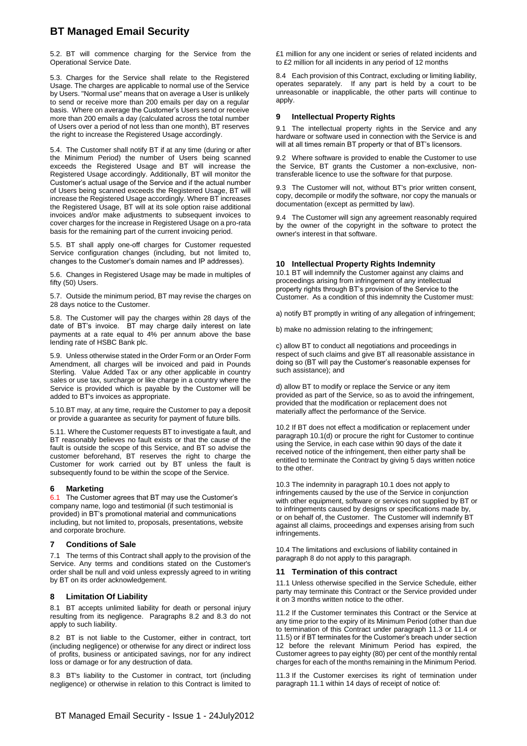5.2. BT will commence charging for the Service from the Operational Service Date.

5.3. Charges for the Service shall relate to the Registered Usage. The charges are applicable to normal use of the Service by Users. "Normal use" means that on average a User is unlikely to send or receive more than 200 emails per day on a regular basis. Where on average the Customer's Users send or receive more than 200 emails a day (calculated across the total number of Users over a period of not less than one month), BT reserves the right to increase the Registered Usage accordingly.

5.4. The Customer shall notify BT if at any time (during or after the Minimum Period) the number of Users being scanned exceeds the Registered Usage and BT will increase the Registered Usage accordingly. Additionally, BT will monitor the Customer's actual usage of the Service and if the actual number of Users being scanned exceeds the Registered Usage, BT will increase the Registered Usage accordingly. Where BT increases the Registered Usage, BT will at its sole option raise additional invoices and/or make adjustments to subsequent invoices to cover charges for the increase in Registered Usage on a pro-rata basis for the remaining part of the current invoicing period.

5.5. BT shall apply one-off charges for Customer requested Service configuration changes (including, but not limited to, changes to the Customer's domain names and IP addresses).

5.6. Changes in Registered Usage may be made in multiples of fifty (50) Users.

5.7. Outside the minimum period, BT may revise the charges on 28 days notice to the Customer.

5.8. The Customer will pay the charges within 28 days of the date of BT's invoice. BT may charge daily interest on late payments at a rate equal to 4% per annum above the base lending rate of HSBC Bank plc.

5.9. Unless otherwise stated in the Order Form or an Order Form Amendment, all charges will be invoiced and paid in Pounds Sterling. Value Added Tax or any other applicable in country sales or use tax, surcharge or like charge in a country where the Service is provided which is payable by the Customer will be added to BT's invoices as appropriate.

5.10.BT may, at any time, require the Customer to pay a deposit or provide a guarantee as security for payment of future bills.

5.11. Where the Customer requests BT to investigate a fault, and BT reasonably believes no fault exists or that the cause of the fault is outside the scope of this Service, and BT so advise the customer beforehand, BT reserves the right to charge the Customer for work carried out by BT unless the fault is subsequently found to be within the scope of the Service.

## 6 Marketing

6.1 The Customer agrees that BT may use the Customer's company name, logo and testimonial (if such testimonial is provided) in BT's promotional material and communications including, but not limited to, proposals, presentations, website and corporate brochure.

## 7 Conditions of Sale

7.1 The terms of this Contract shall apply to the provision of the Service. Any terms and conditions stated on the Customer's order shall be null and void unless expressly agreed to in writing by BT on its order acknowledgement.

## 8 Limitation Of Liability

8.1 BT accepts unlimited liability for death or personal injury resulting from its negligence. Paragraphs 8.2 and 8.3 do not apply to such liability.

8.2 BT is not liable to the Customer, either in contract, tort (including negligence) or otherwise for any direct or indirect loss of profits, business or anticipated savings, nor for any indirect loss or damage or for any destruction of data.

8.3 BT's liability to the Customer in contract, tort (including negligence) or otherwise in relation to this Contract is limited to £1 million for any one incident or series of related incidents and to £2 million for all incidents in any period of 12 months

8.4 Each provision of this Contract, excluding or limiting liability, operates separately. If any part is held by a court to be unreasonable or inapplicable, the other parts will continue to apply.

## 9 Intellectual Property Rights

9.1 The intellectual property rights in the Service and any hardware or software used in connection with the Service is and will at all times remain BT property or that of BT's licensors.

9.2 Where software is provided to enable the Customer to use the Service, BT grants the Customer a non-exclusive, non-transferable licence to use the software for that purpose.

9.3 The Customer will not, without BT's prior written consent, copy, decompile or modify the software, nor copy the manuals or documentation (except as permitted by law).

9.4 The Customer will sign any agreement reasonably required by the owner of the copyright in the software to protect the owner's interest in that software.

## 10 Intellectual Property Rights Indemnity

10.1 BT will indemnify the Customer against any claims and proceedings arising from infringement of any intellectual property rights through BT's provision of the Service to the Customer. As a condition of this indemnity the Customer must:

a) notify BT promptly in writing of any allegation of infringement;

b) make no admission relating to the infringement;

c) allow BT to conduct all negotiations and proceedings in respect of such claims and give BT all reasonable assistance in doing so (BT will pay the Customer's reasonable expenses for such assistance); and

d) allow BT to modify or replace the Service or any item provided as part of the Service, so as to avoid the infringement, provided that the modification or replacement does not materially affect the performance of the Service.

10.2 If BT does not effect a modification or replacement under paragraph 10.1(d) or procure the right for Customer to continue using the Service, in each case within 90 days of the date it received notice of the infringement, then either party shall be entitled to terminate the Contract by giving 5 days written notice to the other.

10.3 The indemnity in paragraph 10.1 does not apply to infringements caused by the use of the Service in conjunction with other equipment, software or services not supplied by BT or to infringements caused by designs or specifications made by, or on behalf of, the Customer. The Customer will indemnify BT against all claims, proceedings and expenses arising from such infringements.

10.4 The limitations and exclusions of liability contained in paragraph 8 do not apply to this paragraph.

## 11 Termination of this contract

11.1 Unless otherwise specified in the Service Schedule, either party may terminate this Contract or the Service provided under it on 3 months written notice to the other.

11.2 If the Customer terminates this Contract or the Service at any time prior to the expiry of its Minimum Period (other than due to termination of this Contract under paragraph 11.3 or 11.4 or 11.5) or if BT terminates for the Customer's breach under section 12 before the relevant Minimum Period has expired, the Customer agrees to pay eighty (80) per cent of the monthly rental charges for each of the months remaining in the Minimum Period.

11.3 If the Customer exercises its right of termination under paragraph 11.1 within 14 days of receipt of notice of: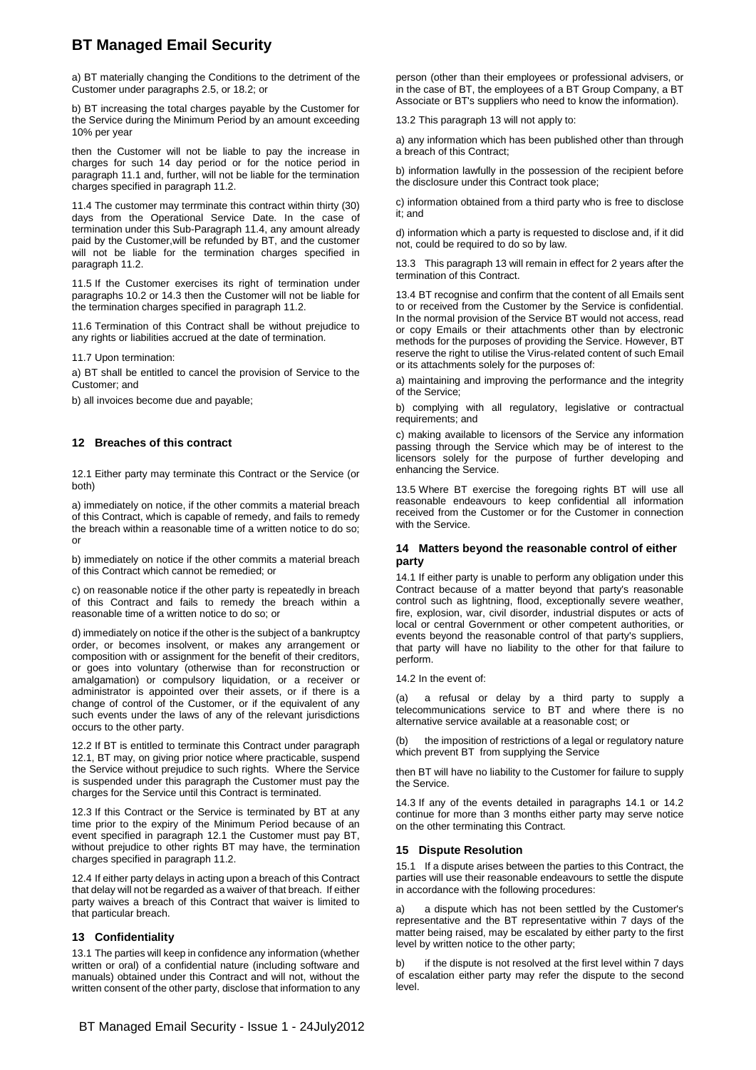a) BT materially changing the Conditions to the detriment of the Customer under paragraphs 2.5, or 18.2; or

b) BT increasing the total charges payable by the Customer for the Service during the Minimum Period by an amount exceeding 10% per year

then the Customer will not be liable to pay the increase in charges for such 14 day period or for the notice period in paragraph 11.1 and, further, will not be liable for the termination charges specified in paragraph 11.2.

11.4 The customer may terrminate this contract within thirty (30) days from the Operational Service Date. In the case of termination under this Sub-Paragraph 11.4, any amount already paid by the Customer,will be refunded by BT, and the customer will not be liable for the termination charges specified in paragraph 11.2.

11.5 If the Customer exercises its right of termination under paragraphs 10.2 or 14.3 then the Customer will not be liable for the termination charges specified in paragraph 11.2.

11.6 Termination of this Contract shall be without prejudice to any rights or liabilities accrued at the date of termination.

11.7 Upon termination:

a) BT shall be entitled to cancel the provision of Service to the Customer; and

b) all invoices become due and payable;

## 12 Breaches of this contract

12.1 Either party may terminate this Contract or the Service (or both)

a) immediately on notice, if the other commits a material breach of this Contract, which is capable of remedy, and fails to remedy the breach within a reasonable time of a written notice to do so; or

b) immediately on notice if the other commits a material breach of this Contract which cannot be remedied; or

c) on reasonable notice if the other party is repeatedly in breach of this Contract and fails to remedy the breach within a reasonable time of a written notice to do so; or

d) immediately on notice if the other is the subject of a bankruptcy order, or becomes insolvent, or makes any arrangement or composition with or assignment for the benefit of their creditors, or goes into voluntary (otherwise than for reconstruction or amalgamation) or compulsory liquidation, or a receiver or administrator is appointed over their assets, or if there is a change of control of the Customer, or if the equivalent of any such events under the laws of any of the relevant jurisdictions occurs to the other party.

12.2 If BT is entitled to terminate this Contract under paragraph 12.1, BT may, on giving prior notice where practicable, suspend the Service without prejudice to such rights. Where the Service is suspended under this paragraph the Customer must pay the charges for the Service until this Contract is terminated.

12.3 If this Contract or the Service is terminated by BT at any time prior to the expiry of the Minimum Period because of an event specified in paragraph 12.1 the Customer must pay BT, without prejudice to other rights BT may have, the termination charges specified in paragraph 11.2.

12.4 If either party delays in acting upon a breach of this Contract that delay will not be regarded as a waiver of that breach. If either party waives a breach of this Contract that waiver is limited to that particular breach.

## 13 Confidentiality

13.1 The parties will keep in confidence any information (whether written or oral) of a confidential nature (including software and manuals) obtained under this Contract and will not, without the written consent of the other party, disclose that information to any person (other than their employees or professional advisers, or in the case of BT, the employees of a BT Group Company, a BT Associate or BT's suppliers who need to know the information).

13.2 This paragraph 13 will not apply to:

a) any information which has been published other than through a breach of this Contract;

b) information lawfully in the possession of the recipient before the disclosure under this Contract took place;

c) information obtained from a third party who is free to disclose it; and

d) information which a party is requested to disclose and, if it did not, could be required to do so by law.

13.3 This paragraph 13 will remain in effect for 2 years after the termination of this Contract.

13.4 BT recognise and confirm that the content of all Emails sent to or received from the Customer by the Service is confidential. In the normal provision of the Service BT would not access, read or copy Emails or their attachments other than by electronic methods for the purposes of providing the Service. However, BT reserve the right to utilise the Virus-related content of such Email or its attachments solely for the purposes of:

a) maintaining and improving the performance and the integrity of the Service;

b) complying with all regulatory, legislative or contractual requirements; and

c) making available to licensors of the Service any information passing through the Service which may be of interest to the licensors solely for the purpose of further developing and enhancing the Service.

13.5 Where BT exercise the foregoing rights BT will use all reasonable endeavours to keep confidential all information received from the Customer or for the Customer in connection with the Service.

## 14 Matters beyond the reasonable control of either party

14.1 If either party is unable to perform any obligation under this Contract because of a matter beyond that party's reasonable control such as lightning, flood, exceptionally severe weather, fire, explosion, war, civil disorder, industrial disputes or acts of local or central Government or other competent authorities, or events beyond the reasonable control of that party's suppliers, that party will have no liability to the other for that failure to perform.

14.2 In the event of:

(a) a refusal or delay by a third party to supply a telecommunications service to BT and where there is no alternative service available at a reasonable cost; or

(b) the imposition of restrictions of a legal or regulatory nature which prevent BT from supplying the Service

then BT will have no liability to the Customer for failure to supply the Service.

14.3 If any of the events detailed in paragraphs 14.1 or 14.2 continue for more than 3 months either party may serve notice on the other terminating this Contract.

## 15 Dispute Resolution

15.1 If a dispute arises between the parties to this Contract, the parties will use their reasonable endeavours to settle the dispute in accordance with the following procedures:

a) a dispute which has not been settled by the Customer's representative and the BT representative within 7 days of the matter being raised, may be escalated by either party to the first level by written notice to the other party;

b) if the dispute is not resolved at the first level within 7 days of escalation either party may refer the dispute to the second level.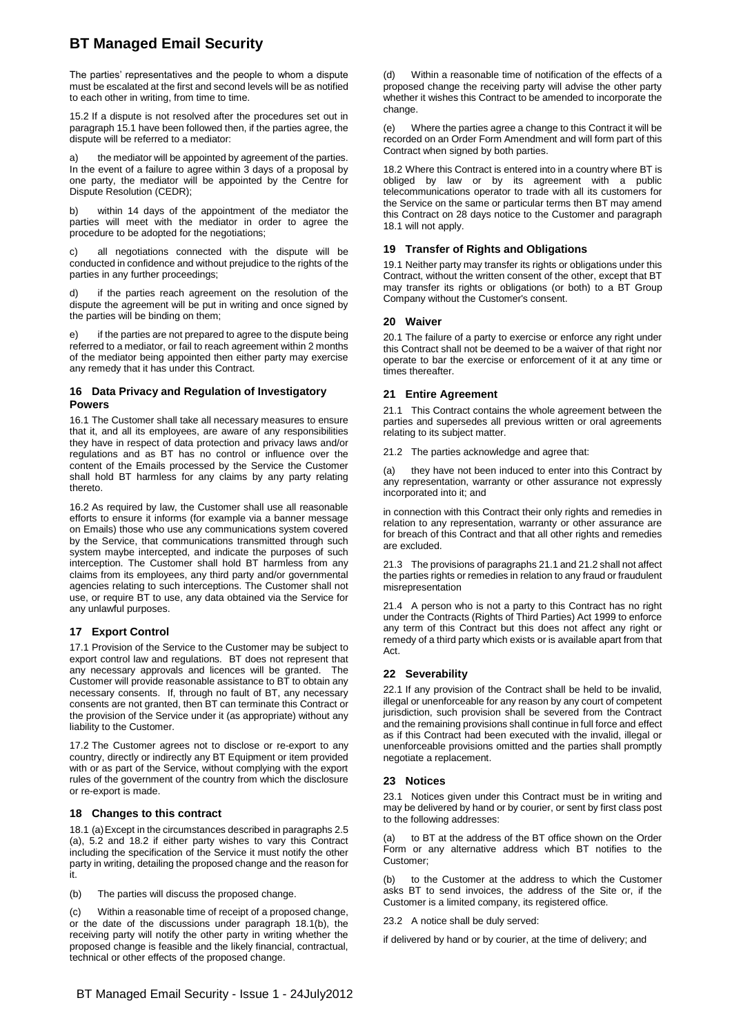The parties' representatives and the people to whom a dispute must be escalated at the first and second levels will be as notified to each other in writing, from time to time.

15.2 If a dispute is not resolved after the procedures set out in paragraph 15.1 have been followed then, if the parties agree, the dispute will be referred to a mediator:

a) the mediator will be appointed by agreement of the parties. In the event of a failure to agree within 3 days of a proposal by one party, the mediator will be appointed by the Centre for Dispute Resolution (CEDR);

b) within 14 days of the appointment of the mediator the parties will meet with the mediator in order to agree the procedure to be adopted for the negotiations;

c) all negotiations connected with the dispute will be conducted in confidence and without prejudice to the rights of the parties in any further proceedings;

d) if the parties reach agreement on the resolution of the dispute the agreement will be put in writing and once signed by the parties will be binding on them;

e) if the parties are not prepared to agree to the dispute being referred to a mediator, or fail to reach agreement within 2 months of the mediator being appointed then either party may exercise any remedy that it has under this Contract.

## 16 Data Privacy and Regulation of Investigatory Powers

16.1 The Customer shall take all necessary measures to ensure that it, and all its employees, are aware of any responsibilities they have in respect of data protection and privacy laws and/or regulations and as BT has no control or influence over the content of the Emails processed by the Service the Customer shall hold BT harmless for any claims by any party relating thereto.

16.2 As required by law, the Customer shall use all reasonable efforts to ensure it informs (for example via a banner message on Emails) those who use any communications system covered by the Service, that communications transmitted through such system maybe intercepted, and indicate the purposes of such interception. The Customer shall hold BT harmless from any claims from its employees, any third party and/or governmental agencies relating to such interceptions. The Customer shall not use, or require BT to use, any data obtained via the Service for any unlawful purposes.

## 17 Export Control

17.1 Provision of the Service to the Customer may be subject to export control law and regulations. BT does not represent that any necessary approvals and licences will be granted. The Customer will provide reasonable assistance to BT to obtain any necessary consents. If, through no fault of BT, any necessary consents are not granted, then BT can terminate this Contract or the provision of the Service under it (as appropriate) without any liability to the Customer.

17.2 The Customer agrees not to disclose or re-export to any country, directly or indirectly any BT Equipment or item provided with or as part of the Service, without complying with the export rules of the government of the country from which the disclosure or re-export is made.

## 18 Changes to this contract

18.1 (a) Except in the circumstances described in paragraphs 2.5 (a), 5.2 and 18.2 if either party wishes to vary this Contract including the specification of the Service it must notify the other party in writing, detailing the proposed change and the reason for it.

(b) The parties will discuss the proposed change.

(c) Within a reasonable time of receipt of a proposed change, or the date of the discussions under paragraph 18.1(b), the receiving party will notify the other party in writing whether the proposed change is feasible and the likely financial, contractual, technical or other effects of the proposed change.

(d) Within a reasonable time of notification of the effects of a proposed change the receiving party will advise the other party whether it wishes this Contract to be amended to incorporate the change.

(e) Where the parties agree a change to this Contract it will be recorded on an Order Form Amendment and will form part of this Contract when signed by both parties.

18.2 Where this Contract is entered into in a country where BT is obliged by law or by its agreement with a public telecommunications operator to trade with all its customers for the Service on the same or particular terms then BT may amend this Contract on 28 days notice to the Customer and paragraph 18.1 will not apply.

## 19 Transfer of Rights and Obligations

19.1 Neither party may transfer its rights or obligations under this Contract, without the written consent of the other, except that BT may transfer its rights or obligations (or both) to a BT Group Company without the Customer's consent.

## 20 Waiver

20.1 The failure of a party to exercise or enforce any right under this Contract shall not be deemed to be a waiver of that right nor operate to bar the exercise or enforcement of it at any time or times thereafter.

## 21 Entire Agreement

21.1 This Contract contains the whole agreement between the parties and supersedes all previous written or oral agreements relating to its subject matter.

21.2 The parties acknowledge and agree that:

(a) they have not been induced to enter into this Contract by any representation, warranty or other assurance not expressly incorporated into it; and

in connection with this Contract their only rights and remedies in relation to any representation, warranty or other assurance are for breach of this Contract and that all other rights and remedies are excluded.

21.3 The provisions of paragraphs 21.1 and 21.2 shall not affect the parties rights or remedies in relation to any fraud or fraudulent misrepresentation

21.4 A person who is not a party to this Contract has no right under the Contracts (Rights of Third Parties) Act 1999 to enforce any term of this Contract but this does not affect any right or remedy of a third party which exists or is available apart from that Act.

## 22 Severability

22.1 If any provision of the Contract shall be held to be invalid, illegal or unenforceable for any reason by any court of competent jurisdiction, such provision shall be severed from the Contract and the remaining provisions shall continue in full force and effect as if this Contract had been executed with the invalid, illegal or unenforceable provisions omitted and the parties shall promptly negotiate a replacement.

## 23 Notices

23.1 Notices given under this Contract must be in writing and may be delivered by hand or by courier, or sent by first class post to the following addresses:

(a) to BT at the address of the BT office shown on the Order Form or any alternative address which BT notifies to the Customer;

(b) to the Customer at the address to which the Customer asks BT to send invoices, the address of the Site or, if the Customer is a limited company, its registered office.

23.2 A notice shall be duly served:

if delivered by hand or by courier, at the time of delivery; and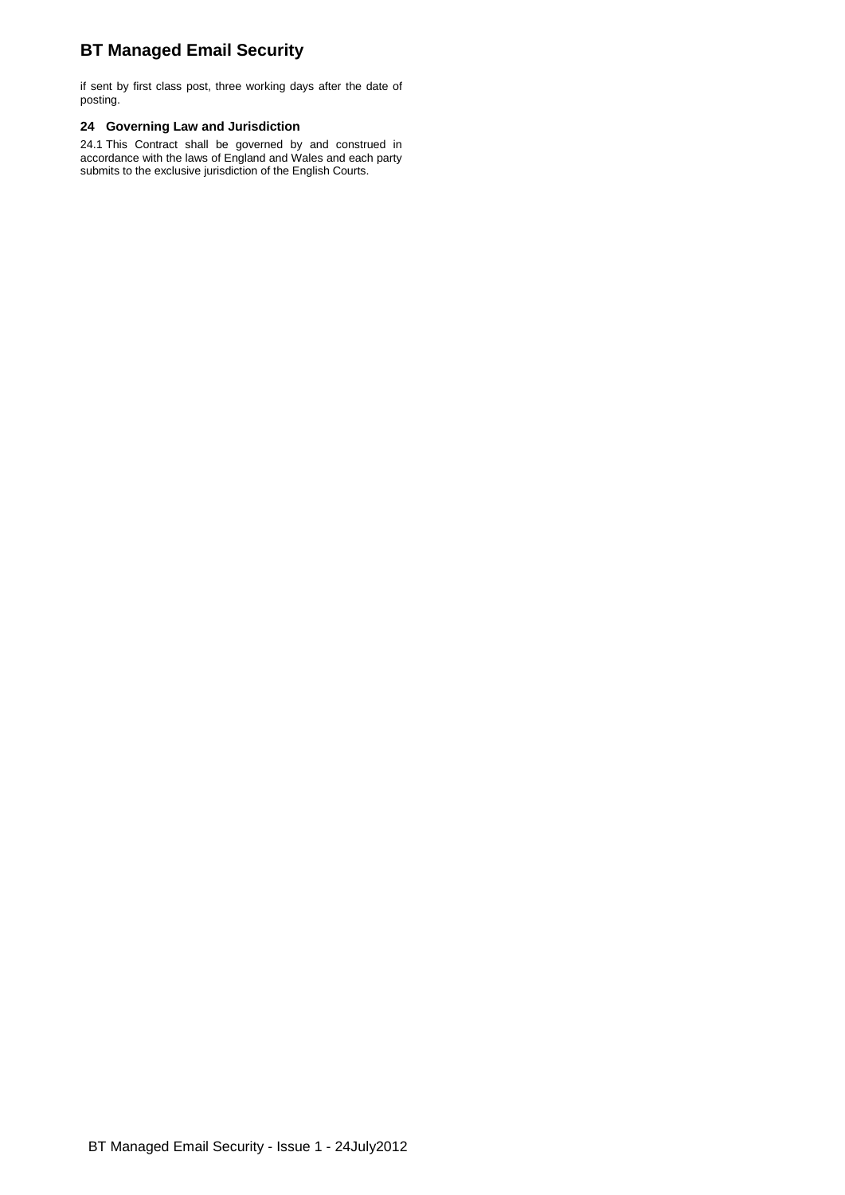if sent by first class post, three working days after the date of posting.

### 24 Governing Law and Jurisdiction

24.1 This Contract shall be governed by and construed in accordance with the laws of England and Wales and each party submits to the exclusive jurisdiction of the English Courts.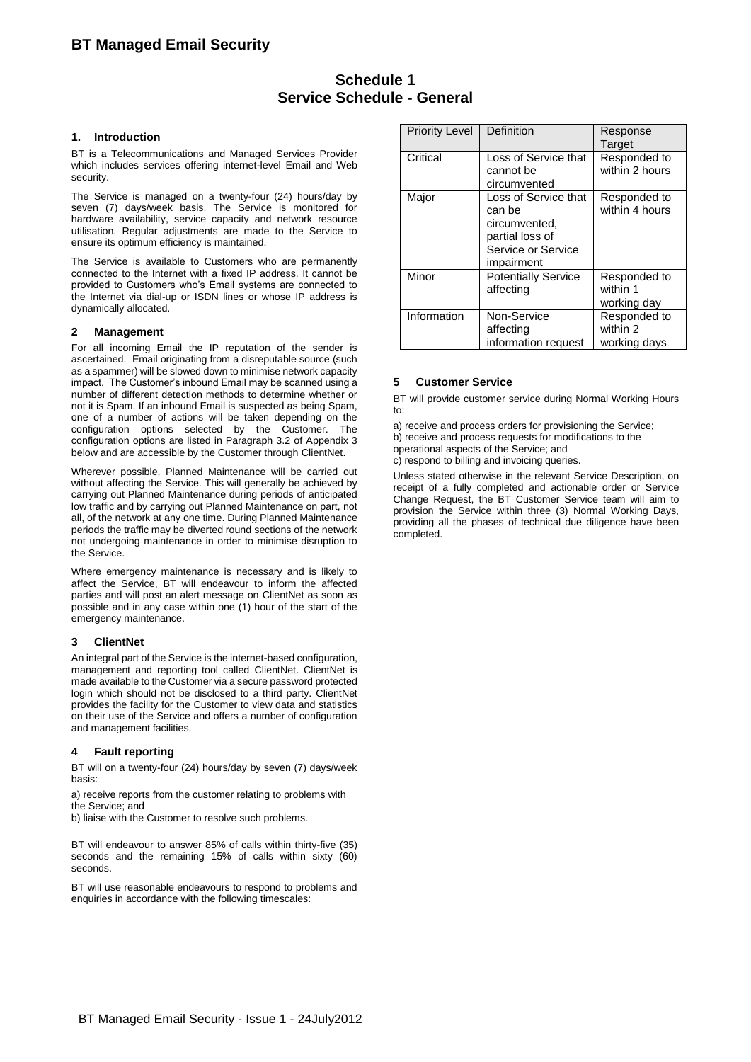# BT Managed Email Security

## Schedule 1
## Service Schedule - General

### 1. Introduction

BT is a Telecommunications and Managed Services Provider which includes services offering internet-level Email and Web security.

The Service is managed on a twenty-four (24) hours/day by seven (7) days/week basis. The Service is monitored for hardware availability, service capacity and network resource utilisation. Regular adjustments are made to the Service to ensure its optimum efficiency is maintained.

The Service is available to Customers who are permanently connected to the Internet with a fixed IP address. It cannot be provided to Customers who's Email systems are connected to the Internet via dial-up or ISDN lines or whose IP address is dynamically allocated.

### 2 Management

For all incoming Email the IP reputation of the sender is ascertained. Email originating from a disreputable source (such as a spammer) will be slowed down to minimise network capacity impact. The Customer's inbound Email may be scanned using a number of different detection methods to determine whether or not it is Spam. If an inbound Email is suspected as being Spam, one of a number of actions will be taken depending on the configuration options selected by the Customer. The configuration options are listed in Paragraph 3.2 of Appendix 3 below and are accessible by the Customer through ClientNet.

Wherever possible, Planned Maintenance will be carried out without affecting the Service. This will generally be achieved by carrying out Planned Maintenance during periods of anticipated low traffic and by carrying out Planned Maintenance on part, not all, of the network at any one time. During Planned Maintenance periods the traffic may be diverted round sections of the network not undergoing maintenance in order to minimise disruption to the Service.

Where emergency maintenance is necessary and is likely to affect the Service, BT will endeavour to inform the affected parties and will post an alert message on ClientNet as soon as possible and in any case within one (1) hour of the start of the emergency maintenance.

### 3 ClientNet

An integral part of the Service is the internet-based configuration, management and reporting tool called ClientNet. ClientNet is made available to the Customer via a secure password protected login which should not be disclosed to a third party. ClientNet provides the facility for the Customer to view data and statistics on their use of the Service and offers a number of configuration and management facilities.

### 4 Fault reporting

BT will on a twenty-four (24) hours/day by seven (7) days/week basis:

a) receive reports from the customer relating to problems with the Service; and
b) liaise with the Customer to resolve such problems.

BT will endeavour to answer 85% of calls within thirty-five (35) seconds and the remaining 15% of calls within sixty (60) seconds.

BT will use reasonable endeavours to respond to problems and enquiries in accordance with the following timescales:

| Priority Level | Definition | Response Target |
|---|---|---|
| Critical | Loss of Service that cannot be circumvented | Responded to within 2 hours |
| Major | Loss of Service that can be circumvented, partial loss of Service or Service impairment | Responded to within 4 hours |
| Minor | Potentially Service affecting | Responded to within 1 working day |
| Information | Non-Service affecting information request | Responded to within 2 working days |

### 5 Customer Service

BT will provide customer service during Normal Working Hours to:

a) receive and process orders for provisioning the Service;
b) receive and process requests for modifications to the operational aspects of the Service; and
c) respond to billing and invoicing queries.

Unless stated otherwise in the relevant Service Description, on receipt of a fully completed and actionable order or Service Change Request, the BT Customer Service team will aim to provision the Service within three (3) Normal Working Days, providing all the phases of technical due diligence have been completed.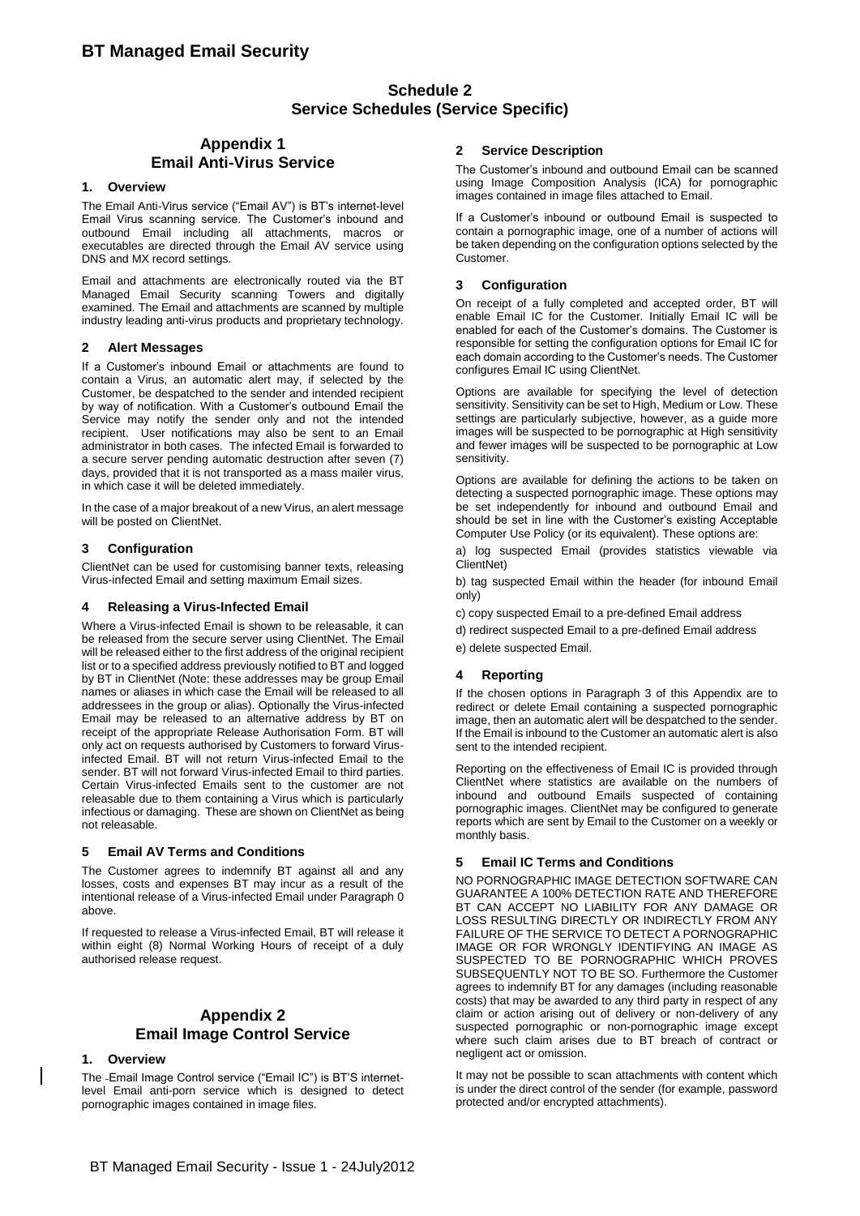# BT Managed Email Security

## Schedule 2
## Service Schedules (Service Specific)

## Appendix 1
## Email Anti-Virus Service

### 1. Overview

The Email Anti-Virus service ("Email AV") is BT's internet-level Email Virus scanning service. The Customer's inbound and outbound Email including all attachments, macros or executables are directed through the Email AV service using DNS and MX record settings.

Email and attachments are electronically routed via the BT Managed Email Security scanning Towers and digitally examined. The Email and attachments are scanned by multiple industry leading anti-virus products and proprietary technology.

### 2 Alert Messages

If a Customer's inbound Email or attachments are found to contain a Virus, an automatic alert may, if selected by the Customer, be despatched to the sender and intended recipient by way of notification. With a Customer's outbound Email the Service may notify the sender only and not the intended recipient. User notifications may also be sent to an Email administrator in both cases. The infected Email is forwarded to a secure server pending automatic destruction after seven (7) days, provided that it is not transported as a mass mailer virus, in which case it will be deleted immediately.

In the case of a major breakout of a new Virus, an alert message will be posted on ClientNet.

### 3 Configuration

ClientNet can be used for customising banner texts, releasing Virus-infected Email and setting maximum Email sizes.

### 4 Releasing a Virus-Infected Email

Where a Virus-infected Email is shown to be releasable, it can be released from the secure server using ClientNet. The Email will be released either to the first address of the original recipient list or to a specified address previously notified to BT and logged by BT in ClientNet (Note: these addresses may be group Email names or aliases in which case the Email will be released to all addressees in the group or alias). Optionally the Virus-infected Email may be released to an alternative address by BT on receipt of the appropriate Release Authorisation Form. BT will only act on requests authorised by Customers to forward Virus-infected Email. BT will not return Virus-infected Email to the sender. BT will not forward Virus-infected Email to third parties. Certain Virus-infected Emails sent to the customer are not releasable due to them containing a Virus which is particularly infectious or damaging. These are shown on ClientNet as being not releasable.

### 5 Email AV Terms and Conditions

The Customer agrees to indemnify BT against all and any losses, costs and expenses BT may incur as a result of the intentional release of a Virus-infected Email under Paragraph 0 above.

If requested to release a Virus-infected Email, BT will release it within eight (8) Normal Working Hours of receipt of a duly authorised release request.

## Appendix 2
## Email Image Control Service

### 1. Overview

The Email Image Control service ("Email IC") is BT'S internet-level Email anti-porn service which is designed to detect pornographic images contained in image files.

### 2 Service Description

The Customer's inbound and outbound Email can be scanned using Image Composition Analysis (ICA) for pornographic images contained in image files attached to Email.

If a Customer's inbound or outbound Email is suspected to contain a pornographic image, one of a number of actions will be taken depending on the configuration options selected by the Customer.

### 3 Configuration

On receipt of a fully completed and accepted order, BT will enable Email IC for the Customer. Initially Email IC will be enabled for each of the Customer's domains. The Customer is responsible for setting the configuration options for Email IC for each domain according to the Customer's needs. The Customer configures Email IC using ClientNet.

Options are available for specifying the level of detection sensitivity. Sensitivity can be set to High, Medium or Low. These settings are particularly subjective, however, as a guide more images will be suspected to be pornographic at High sensitivity and fewer images will be suspected to be pornographic at Low sensitivity.

Options are available for defining the actions to be taken on detecting a suspected pornographic image. These options may be set independently for inbound and outbound Email and should be set in line with the Customer's existing Acceptable Computer Use Policy (or its equivalent). These options are:

a) log suspected Email (provides statistics viewable via ClientNet)

b) tag suspected Email within the header (for inbound Email only)

c) copy suspected Email to a pre-defined Email address

d) redirect suspected Email to a pre-defined Email address

e) delete suspected Email.

### 4 Reporting

If the chosen options in Paragraph 3 of this Appendix are to redirect or delete Email containing a suspected pornographic image, then an automatic alert will be despatched to the sender. If the Email is inbound to the Customer an automatic alert is also sent to the intended recipient.

Reporting on the effectiveness of Email IC is provided through ClientNet where statistics are available on the numbers of inbound and outbound Emails suspected of containing pornographic images. ClientNet may be configured to generate reports which are sent by Email to the Customer on a weekly or monthly basis.

### 5 Email IC Terms and Conditions

NO PORNOGRAPHIC IMAGE DETECTION SOFTWARE CAN GUARANTEE A 100% DETECTION RATE AND THEREFORE BT CAN ACCEPT NO LIABILITY FOR ANY DAMAGE OR LOSS RESULTING DIRECTLY OR INDIRECTLY FROM ANY FAILURE OF THE SERVICE TO DETECT A PORNOGRAPHIC IMAGE OR FOR WRONGLY IDENTIFYING AN IMAGE AS SUSPECTED TO BE PORNOGRAPHIC WHICH PROVES SUBSEQUENTLY NOT TO BE SO. Furthermore the Customer agrees to indemnify BT for any damages (including reasonable costs) that may be awarded to any third party in respect of any claim or action arising out of delivery or non-delivery of any suspected pornographic or non-pornographic image except where such claim arises due to BT breach of contract or negligent act or omission.

It may not be possible to scan attachments with content which is under the direct control of the sender (for example, password protected and/or encrypted attachments).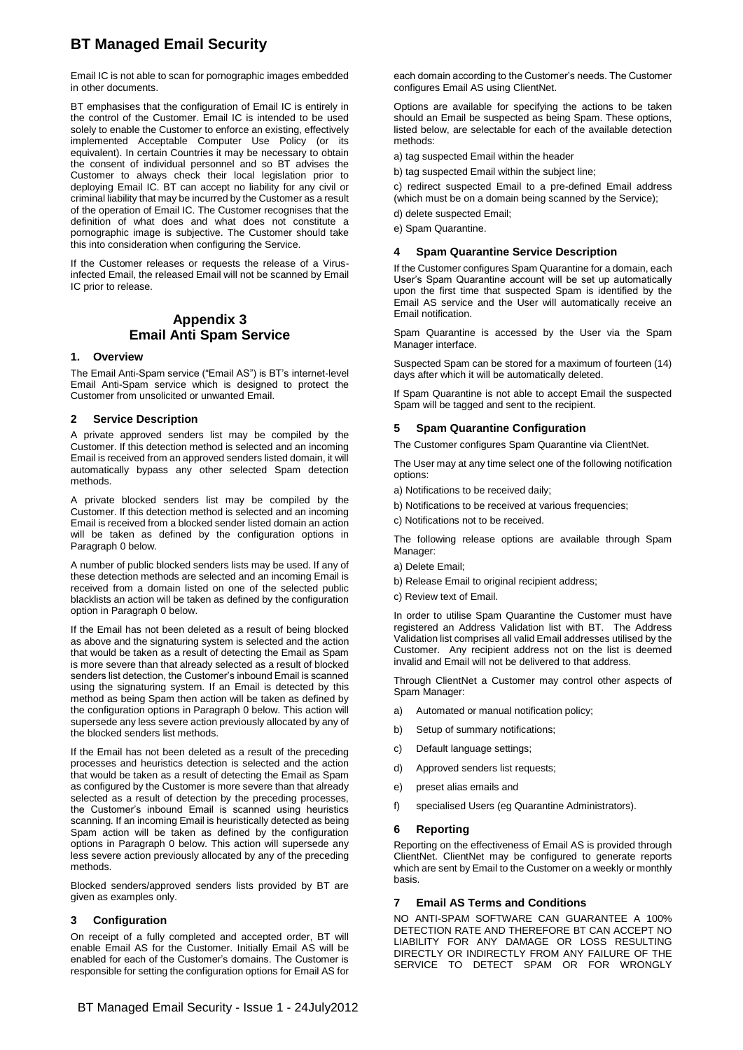Email IC is not able to scan for pornographic images embedded in other documents.

BT emphasises that the configuration of Email IC is entirely in the control of the Customer. Email IC is intended to be used solely to enable the Customer to enforce an existing, effectively implemented Acceptable Computer Use Policy (or its equivalent). In certain Countries it may be necessary to obtain the consent of individual personnel and so BT advises the Customer to always check their local legislation prior to deploying Email IC. BT can accept no liability for any civil or criminal liability that may be incurred by the Customer as a result of the operation of Email IC. The Customer recognises that the definition of what does and what does not constitute a pornographic image is subjective. The Customer should take this into consideration when configuring the Service.

If the Customer releases or requests the release of a Virus-infected Email, the released Email will not be scanned by Email IC prior to release.

## Appendix 3
## Email Anti Spam Service

### 1. Overview

The Email Anti-Spam service ("Email AS") is BT's internet-level Email Anti-Spam service which is designed to protect the Customer from unsolicited or unwanted Email.

### 2 Service Description

A private approved senders list may be compiled by the Customer. If this detection method is selected and an incoming Email is received from an approved senders listed domain, it will automatically bypass any other selected Spam detection methods.

A private blocked senders list may be compiled by the Customer. If this detection method is selected and an incoming Email is received from a blocked sender listed domain an action will be taken as defined by the configuration options in Paragraph 0 below.

A number of public blocked senders lists may be used. If any of these detection methods are selected and an incoming Email is received from a domain listed on one of the selected public blacklists an action will be taken as defined by the configuration option in Paragraph 0 below.

If the Email has not been deleted as a result of being blocked as above and the signaturing system is selected and the action that would be taken as a result of detecting the Email as Spam is more severe than that already selected as a result of blocked senders list detection, the Customer's inbound Email is scanned using the signaturing system. If an Email is detected by this method as being Spam then action will be taken as defined by the configuration options in Paragraph 0 below. This action will supersede any less severe action previously allocated by any of the blocked senders list methods.

If the Email has not been deleted as a result of the preceding processes and heuristics detection is selected and the action that would be taken as a result of detecting the Email as Spam as configured by the Customer is more severe than that already selected as a result of detection by the preceding processes, the Customer's inbound Email is scanned using heuristics scanning. If an incoming Email is heuristically detected as being Spam action will be taken as defined by the configuration options in Paragraph 0 below. This action will supersede any less severe action previously allocated by any of the preceding methods.

Blocked senders/approved senders lists provided by BT are given as examples only.

### 3 Configuration

On receipt of a fully completed and accepted order, BT will enable Email AS for the Customer. Initially Email AS will be enabled for each of the Customer's domains. The Customer is responsible for setting the configuration options for Email AS for each domain according to the Customer's needs. The Customer configures Email AS using ClientNet.

Options are available for specifying the actions to be taken should an Email be suspected as being Spam. These options, listed below, are selectable for each of the available detection methods:

a) tag suspected Email within the header

b) tag suspected Email within the subject line;

c) redirect suspected Email to a pre-defined Email address (which must be on a domain being scanned by the Service);

d) delete suspected Email;

e) Spam Quarantine.

### 4 Spam Quarantine Service Description

If the Customer configures Spam Quarantine for a domain, each User's Spam Quarantine account will be set up automatically upon the first time that suspected Spam is identified by the Email AS service and the User will automatically receive an Email notification.

Spam Quarantine is accessed by the User via the Spam Manager interface.

Suspected Spam can be stored for a maximum of fourteen (14) days after which it will be automatically deleted.

If Spam Quarantine is not able to accept Email the suspected Spam will be tagged and sent to the recipient.

### 5 Spam Quarantine Configuration

The Customer configures Spam Quarantine via ClientNet.

The User may at any time select one of the following notification options:

a) Notifications to be received daily;

b) Notifications to be received at various frequencies;

c) Notifications not to be received.

The following release options are available through Spam Manager:

a) Delete Email;

b) Release Email to original recipient address;

c) Review text of Email.

In order to utilise Spam Quarantine the Customer must have registered an Address Validation list with BT. The Address Validation list comprises all valid Email addresses utilised by the Customer. Any recipient address not on the list is deemed invalid and Email will not be delivered to that address.

Through ClientNet a Customer may control other aspects of Spam Manager:

a) Automated or manual notification policy;

b) Setup of summary notifications;

c) Default language settings;

d) Approved senders list requests;

e) preset alias emails and

f) specialised Users (eg Quarantine Administrators).

### 6 Reporting

Reporting on the effectiveness of Email AS is provided through ClientNet. ClientNet may be configured to generate reports which are sent by Email to the Customer on a weekly or monthly basis.

### 7 Email AS Terms and Conditions

NO ANTI-SPAM SOFTWARE CAN GUARANTEE A 100% DETECTION RATE AND THEREFORE BT CAN ACCEPT NO LIABILITY FOR ANY DAMAGE OR LOSS RESULTING DIRECTLY OR INDIRECTLY FROM ANY FAILURE OF THE SERVICE TO DETECT SPAM OR FOR WRONGLY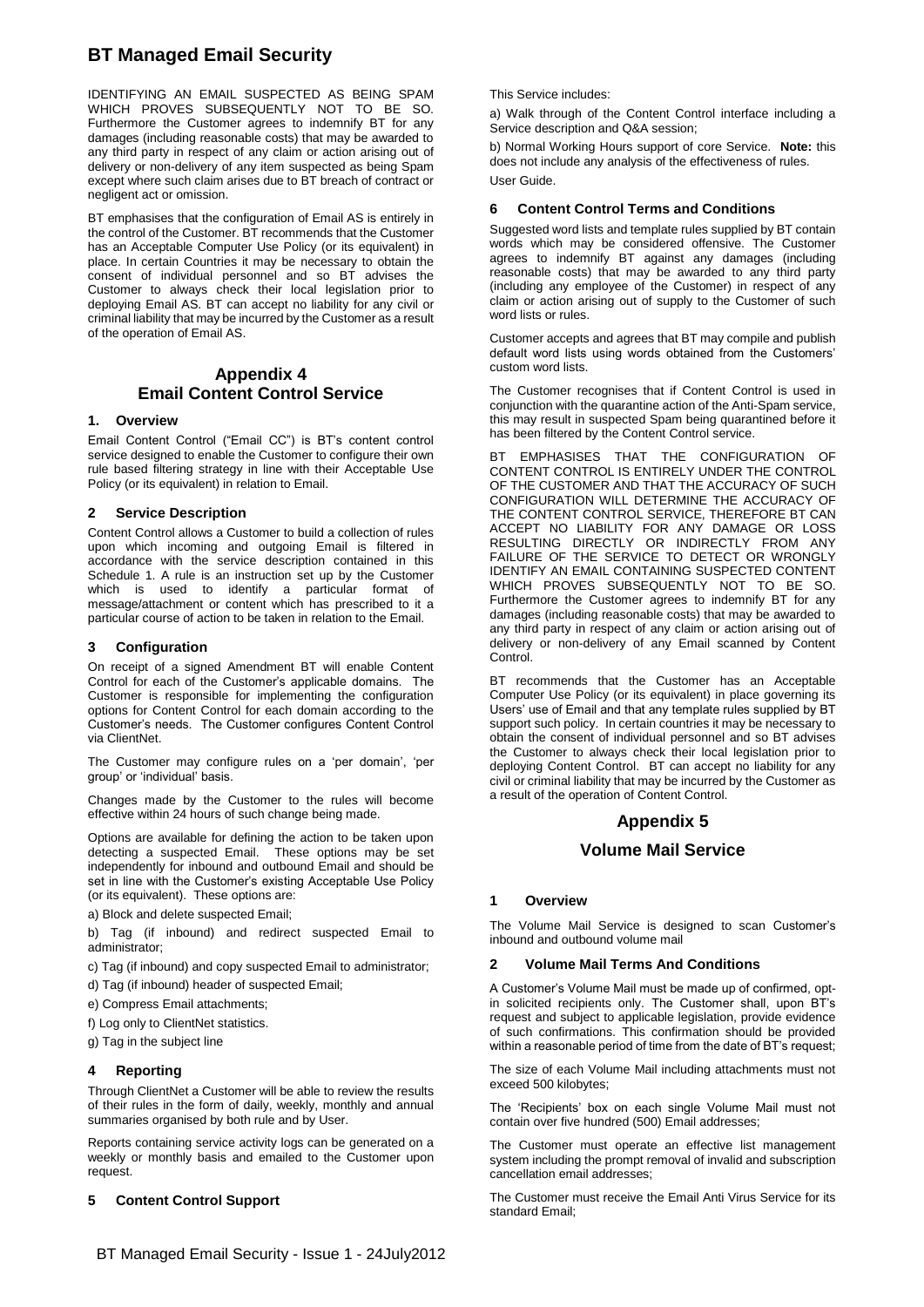IDENTIFYING AN EMAIL SUSPECTED AS BEING SPAM WHICH PROVES SUBSEQUENTLY NOT TO BE SO. Furthermore the Customer agrees to indemnify BT for any damages (including reasonable costs) that may be awarded to any third party in respect of any claim or action arising out of delivery or non-delivery of any item suspected as being Spam except where such claim arises due to BT breach of contract or negligent act or omission.

BT emphasises that the configuration of Email AS is entirely in the control of the Customer. BT recommends that the Customer has an Acceptable Computer Use Policy (or its equivalent) in place. In certain Countries it may be necessary to obtain the consent of individual personnel and so BT advises the Customer to always check their local legislation prior to deploying Email AS. BT can accept no liability for any civil or criminal liability that may be incurred by the Customer as a result of the operation of Email AS.

## Appendix 4
## Email Content Control Service

### 1. Overview

Email Content Control ("Email CC") is BT's content control service designed to enable the Customer to configure their own rule based filtering strategy in line with their Acceptable Use Policy (or its equivalent) in relation to Email.

### 2 Service Description

Content Control allows a Customer to build a collection of rules upon which incoming and outgoing Email is filtered in accordance with the service description contained in this Schedule 1. A rule is an instruction set up by the Customer which is used to identify a particular format of message/attachment or content which has prescribed to it a particular course of action to be taken in relation to the Email.

### 3 Configuration

On receipt of a signed Amendment BT will enable Content Control for each of the Customer's applicable domains. The Customer is responsible for implementing the configuration options for Content Control for each domain according to the Customer's needs. The Customer configures Content Control via ClientNet.

The Customer may configure rules on a 'per domain', 'per group' or 'individual' basis.

Changes made by the Customer to the rules will become effective within 24 hours of such change being made.

Options are available for defining the action to be taken upon detecting a suspected Email. These options may be set independently for inbound and outbound Email and should be set in line with the Customer's existing Acceptable Use Policy (or its equivalent). These options are:

a) Block and delete suspected Email;

b) Tag (if inbound) and redirect suspected Email to administrator;

c) Tag (if inbound) and copy suspected Email to administrator;

d) Tag (if inbound) header of suspected Email;

e) Compress Email attachments;

f) Log only to ClientNet statistics.

g) Tag in the subject line

### 4 Reporting

Through ClientNet a Customer will be able to review the results of their rules in the form of daily, weekly, monthly and annual summaries organised by both rule and by User.

Reports containing service activity logs can be generated on a weekly or monthly basis and emailed to the Customer upon request.

### 5 Content Control Support

This Service includes:

a) Walk through of the Content Control interface including a Service description and Q&A session;

b) Normal Working Hours support of core Service. **Note:** this does not include any analysis of the effectiveness of rules.

User Guide.

### 6 Content Control Terms and Conditions

Suggested word lists and template rules supplied by BT contain words which may be considered offensive. The Customer agrees to indemnify BT against any damages (including reasonable costs) that may be awarded to any third party (including any employee of the Customer) in respect of any claim or action arising out of supply to the Customer of such word lists or rules.

Customer accepts and agrees that BT may compile and publish default word lists using words obtained from the Customers' custom word lists.

The Customer recognises that if Content Control is used in conjunction with the quarantine action of the Anti-Spam service, this may result in suspected Spam being quarantined before it has been filtered by the Content Control service.

BT EMPHASISES THAT THE CONFIGURATION OF CONTENT CONTROL IS ENTIRELY UNDER THE CONTROL OF THE CUSTOMER AND THAT THE ACCURACY OF SUCH CONFIGURATION WILL DETERMINE THE ACCURACY OF THE CONTENT CONTROL SERVICE, THEREFORE BT CAN ACCEPT NO LIABILITY FOR ANY DAMAGE OR LOSS RESULTING DIRECTLY OR INDIRECTLY FROM ANY FAILURE OF THE SERVICE TO DETECT OR WRONGLY IDENTIFY AN EMAIL CONTAINING SUSPECTED CONTENT WHICH PROVES SUBSEQUENTLY NOT TO BE SO. Furthermore the Customer agrees to indemnify BT for any damages (including reasonable costs) that may be awarded to any third party in respect of any claim or action arising out of delivery or non-delivery of any Email scanned by Content Control.

BT recommends that the Customer has an Acceptable Computer Use Policy (or its equivalent) in place governing its Users' use of Email and that any template rules supplied by BT support such policy. In certain countries it may be necessary to obtain the consent of individual personnel and so BT advises the Customer to always check their local legislation prior to deploying Content Control. BT can accept no liability for any civil or criminal liability that may be incurred by the Customer as a result of the operation of Content Control.

## Appendix 5
## Volume Mail Service

### 1 Overview

The Volume Mail Service is designed to scan Customer's inbound and outbound volume mail

### 2 Volume Mail Terms And Conditions

A Customer's Volume Mail must be made up of confirmed, opt-in solicited recipients only. The Customer shall, upon BT's request and subject to applicable legislation, provide evidence of such confirmations. This confirmation should be provided within a reasonable period of time from the date of BT's request;

The size of each Volume Mail including attachments must not exceed 500 kilobytes;

The 'Recipients' box on each single Volume Mail must not contain over five hundred (500) Email addresses;

The Customer must operate an effective list management system including the prompt removal of invalid and subscription cancellation email addresses;

The Customer must receive the Email Anti Virus Service for its standard Email;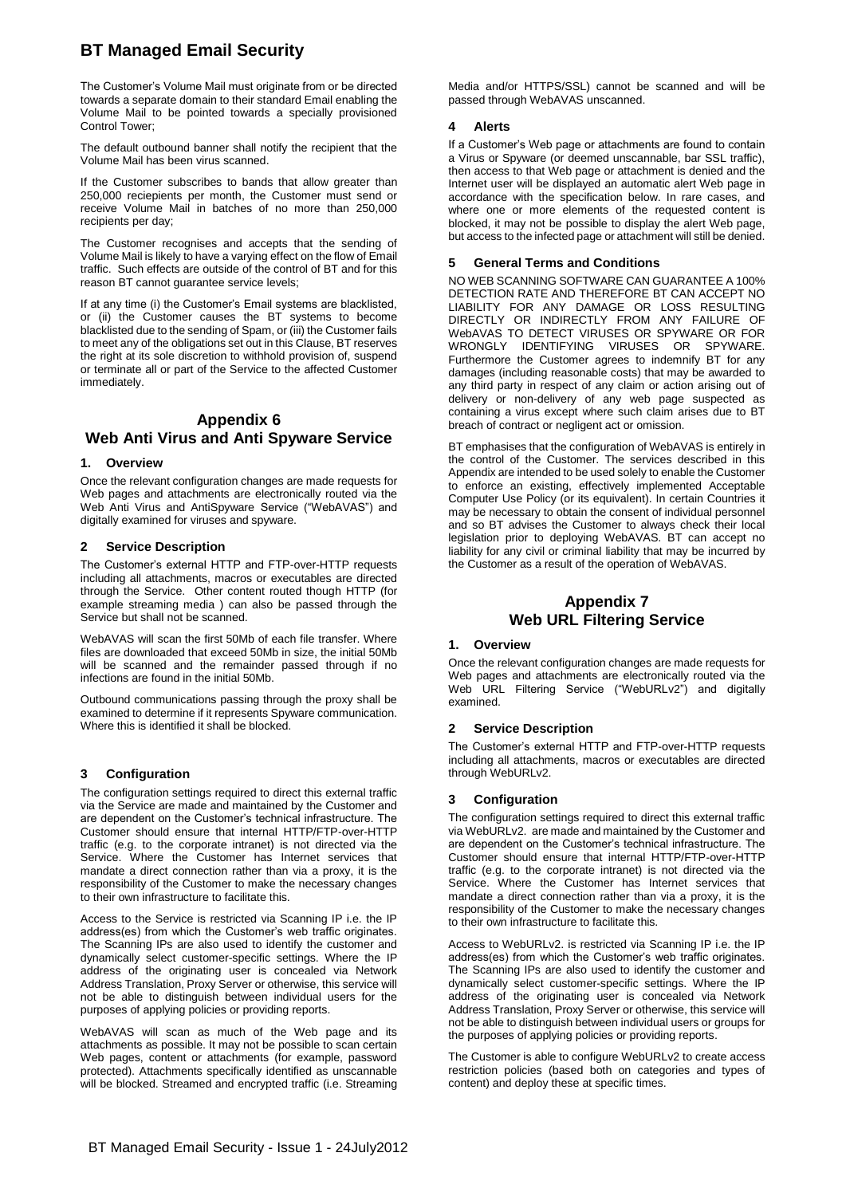The Customer's Volume Mail must originate from or be directed towards a separate domain to their standard Email enabling the Volume Mail to be pointed towards a specially provisioned Control Tower;

The default outbound banner shall notify the recipient that the Volume Mail has been virus scanned.

If the Customer subscribes to bands that allow greater than 250,000 reciepients per month, the Customer must send or receive Volume Mail in batches of no more than 250,000 recipients per day;

The Customer recognises and accepts that the sending of Volume Mail is likely to have a varying effect on the flow of Email traffic. Such effects are outside of the control of BT and for this reason BT cannot guarantee service levels;

If at any time (i) the Customer's Email systems are blacklisted, or (ii) the Customer causes the BT systems to become blacklisted due to the sending of Spam, or (iii) the Customer fails to meet any of the obligations set out in this Clause, BT reserves the right at its sole discretion to withhold provision of, suspend or terminate all or part of the Service to the affected Customer immediately.

# Appendix 6
# Web Anti Virus and Anti Spyware Service

## 1. Overview

Once the relevant configuration changes are made requests for Web pages and attachments are electronically routed via the Web Anti Virus and AntiSpyware Service ("WebAVAS") and digitally examined for viruses and spyware.

## 2 Service Description

The Customer's external HTTP and FTP-over-HTTP requests including all attachments, macros or executables are directed through the Service. Other content routed though HTTP (for example streaming media ) can also be passed through the Service but shall not be scanned.

WebAVAS will scan the first 50Mb of each file transfer. Where files are downloaded that exceed 50Mb in size, the initial 50Mb will be scanned and the remainder passed through if no infections are found in the initial 50Mb.

Outbound communications passing through the proxy shall be examined to determine if it represents Spyware communication. Where this is identified it shall be blocked.

## 3 Configuration

The configuration settings required to direct this external traffic via the Service are made and maintained by the Customer and are dependent on the Customer's technical infrastructure. The Customer should ensure that internal HTTP/FTP-over-HTTP traffic (e.g. to the corporate intranet) is not directed via the Service. Where the Customer has Internet services that mandate a direct connection rather than via a proxy, it is the responsibility of the Customer to make the necessary changes to their own infrastructure to facilitate this.

Access to the Service is restricted via Scanning IP i.e. the IP address(es) from which the Customer's web traffic originates. The Scanning IPs are also used to identify the customer and dynamically select customer-specific settings. Where the IP address of the originating user is concealed via Network Address Translation, Proxy Server or otherwise, this service will not be able to distinguish between individual users for the purposes of applying policies or providing reports.

WebAVAS will scan as much of the Web page and its attachments as possible. It may not be possible to scan certain Web pages, content or attachments (for example, password protected). Attachments specifically identified as unscannable will be blocked. Streamed and encrypted traffic (i.e. Streaming Media and/or HTTPS/SSL) cannot be scanned and will be passed through WebAVAS unscanned.

## 4 Alerts

If a Customer's Web page or attachments are found to contain a Virus or Spyware (or deemed unscannable, bar SSL traffic), then access to that Web page or attachment is denied and the Internet user will be displayed an automatic alert Web page in accordance with the specification below. In rare cases, and where one or more elements of the requested content is blocked, it may not be possible to display the alert Web page, but access to the infected page or attachment will still be denied.

## 5 General Terms and Conditions

NO WEB SCANNING SOFTWARE CAN GUARANTEE A 100% DETECTION RATE AND THEREFORE BT CAN ACCEPT NO LIABILITY FOR ANY DAMAGE OR LOSS RESULTING DIRECTLY OR INDIRECTLY FROM ANY FAILURE OF WebAVAS TO DETECT VIRUSES OR SPYWARE OR FOR WRONGLY IDENTIFYING VIRUSES OR SPYWARE. Furthermore the Customer agrees to indemnify BT for any damages (including reasonable costs) that may be awarded to any third party in respect of any claim or action arising out of delivery or non-delivery of any web page suspected as containing a virus except where such claim arises due to BT breach of contract or negligent act or omission.

BT emphasises that the configuration of WebAVAS is entirely in the control of the Customer. The services described in this Appendix are intended to be used solely to enable the Customer to enforce an existing, effectively implemented Acceptable Computer Use Policy (or its equivalent). In certain Countries it may be necessary to obtain the consent of individual personnel and so BT advises the Customer to always check their local legislation prior to deploying WebAVAS. BT can accept no liability for any civil or criminal liability that may be incurred by the Customer as a result of the operation of WebAVAS.

# Appendix 7
# Web URL Filtering Service

## 1. Overview

Once the relevant configuration changes are made requests for Web pages and attachments are electronically routed via the Web URL Filtering Service ("WebURLv2") and digitally examined.

## 2 Service Description

The Customer's external HTTP and FTP-over-HTTP requests including all attachments, macros or executables are directed through WebURLv2.

## 3 Configuration

The configuration settings required to direct this external traffic via WebURLv2. are made and maintained by the Customer and are dependent on the Customer's technical infrastructure. The Customer should ensure that internal HTTP/FTP-over-HTTP traffic (e.g. to the corporate intranet) is not directed via the Service. Where the Customer has Internet services that mandate a direct connection rather than via a proxy, it is the responsibility of the Customer to make the necessary changes to their own infrastructure to facilitate this.

Access to WebURLv2. is restricted via Scanning IP i.e. the IP address(es) from which the Customer's web traffic originates. The Scanning IPs are also used to identify the customer and dynamically select customer-specific settings. Where the IP address of the originating user is concealed via Network Address Translation, Proxy Server or otherwise, this service will not be able to distinguish between individual users or groups for the purposes of applying policies or providing reports.

The Customer is able to configure WebURLv2 to create access restriction policies (based both on categories and types of content) and deploy these at specific times.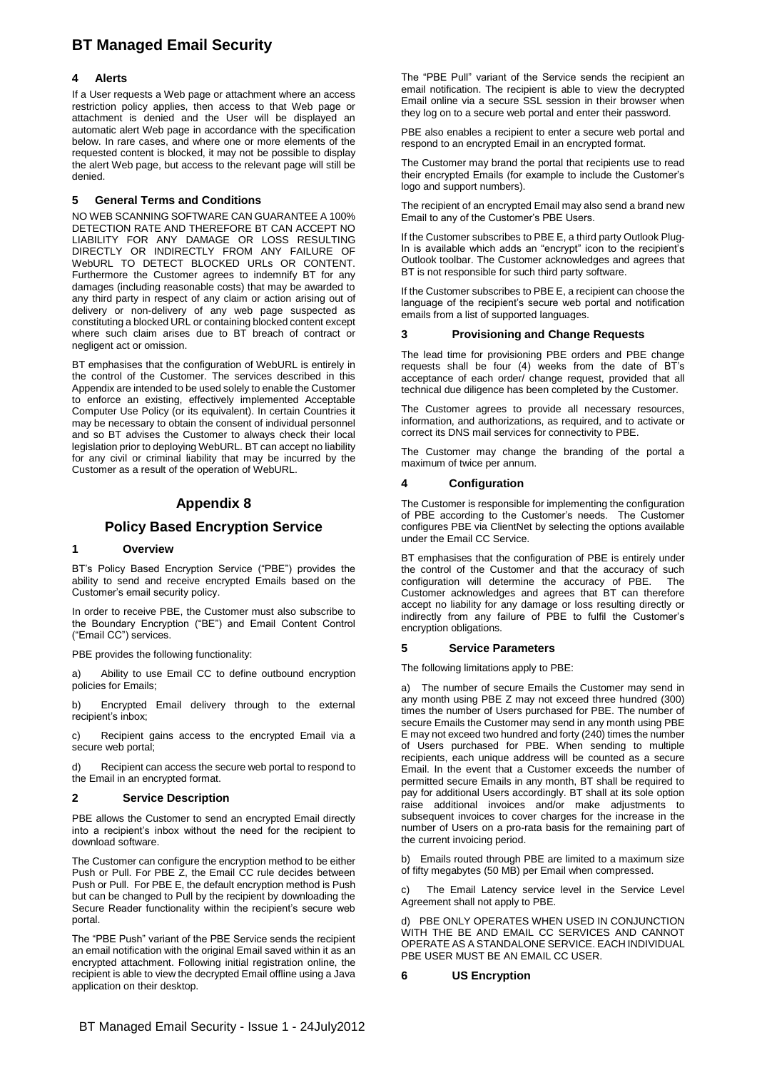### 4 Alerts

If a User requests a Web page or attachment where an access restriction policy applies, then access to that Web page or attachment is denied and the User will be displayed an automatic alert Web page in accordance with the specification below. In rare cases, and where one or more elements of the requested content is blocked, it may not be possible to display the alert Web page, but access to the relevant page will still be denied.

### 5 General Terms and Conditions

NO WEB SCANNING SOFTWARE CAN GUARANTEE A 100% DETECTION RATE AND THEREFORE BT CAN ACCEPT NO LIABILITY FOR ANY DAMAGE OR LOSS RESULTING DIRECTLY OR INDIRECTLY FROM ANY FAILURE OF WebURL TO DETECT BLOCKED URLs OR CONTENT. Furthermore the Customer agrees to indemnify BT for any damages (including reasonable costs) that may be awarded to any third party in respect of any claim or action arising out of delivery or non-delivery of any web page suspected as constituting a blocked URL or containing blocked content except where such claim arises due to BT breach of contract or negligent act or omission.

BT emphasises that the configuration of WebURL is entirely in the control of the Customer. The services described in this Appendix are intended to be used solely to enable the Customer to enforce an existing, effectively implemented Acceptable Computer Use Policy (or its equivalent). In certain Countries it may be necessary to obtain the consent of individual personnel and so BT advises the Customer to always check their local legislation prior to deploying WebURL. BT can accept no liability for any civil or criminal liability that may be incurred by the Customer as a result of the operation of WebURL.

## Appendix 8

## Policy Based Encryption Service

### 1 Overview

BT's Policy Based Encryption Service ("PBE") provides the ability to send and receive encrypted Emails based on the Customer's email security policy.

In order to receive PBE, the Customer must also subscribe to the Boundary Encryption ("BE") and Email Content Control ("Email CC") services.

PBE provides the following functionality:

a) Ability to use Email CC to define outbound encryption policies for Emails;

b) Encrypted Email delivery through to the external recipient's inbox;

c) Recipient gains access to the encrypted Email via a secure web portal;

d) Recipient can access the secure web portal to respond to the Email in an encrypted format.

### 2 Service Description

PBE allows the Customer to send an encrypted Email directly into a recipient's inbox without the need for the recipient to download software.

The Customer can configure the encryption method to be either Push or Pull. For PBE Z, the Email CC rule decides between Push or Pull. For PBE E, the default encryption method is Push but can be changed to Pull by the recipient by downloading the Secure Reader functionality within the recipient's secure web portal.

The "PBE Push" variant of the PBE Service sends the recipient an email notification with the original Email saved within it as an encrypted attachment. Following initial registration online, the recipient is able to view the decrypted Email offline using a Java application on their desktop.

The "PBE Pull" variant of the Service sends the recipient an email notification. The recipient is able to view the decrypted Email online via a secure SSL session in their browser when they log on to a secure web portal and enter their password.

PBE also enables a recipient to enter a secure web portal and respond to an encrypted Email in an encrypted format.

The Customer may brand the portal that recipients use to read their encrypted Emails (for example to include the Customer's logo and support numbers).

The recipient of an encrypted Email may also send a brand new Email to any of the Customer's PBE Users.

If the Customer subscribes to PBE E, a third party Outlook Plug-In is available which adds an "encrypt" icon to the recipient's Outlook toolbar. The Customer acknowledges and agrees that BT is not responsible for such third party software.

If the Customer subscribes to PBE E, a recipient can choose the language of the recipient's secure web portal and notification emails from a list of supported languages.

### 3 Provisioning and Change Requests

The lead time for provisioning PBE orders and PBE change requests shall be four (4) weeks from the date of BT's acceptance of each order/ change request, provided that all technical due diligence has been completed by the Customer.

The Customer agrees to provide all necessary resources, information, and authorizations, as required, and to activate or correct its DNS mail services for connectivity to PBE.

The Customer may change the branding of the portal a maximum of twice per annum.

### 4 Configuration

The Customer is responsible for implementing the configuration of PBE according to the Customer's needs. The Customer configures PBE via ClientNet by selecting the options available under the Email CC Service.

BT emphasises that the configuration of PBE is entirely under the control of the Customer and that the accuracy of such configuration will determine the accuracy of PBE. The Customer acknowledges and agrees that BT can therefore accept no liability for any damage or loss resulting directly or indirectly from any failure of PBE to fulfil the Customer's encryption obligations.

### 5 Service Parameters

The following limitations apply to PBE:

a) The number of secure Emails the Customer may send in any month using PBE Z may not exceed three hundred (300) times the number of Users purchased for PBE. The number of secure Emails the Customer may send in any month using PBE E may not exceed two hundred and forty (240) times the number of Users purchased for PBE. When sending to multiple recipients, each unique address will be counted as a secure Email. In the event that a Customer exceeds the number of permitted secure Emails in any month, BT shall be required to pay for additional Users accordingly. BT shall at its sole option raise additional invoices and/or make adjustments to subsequent invoices to cover charges for the increase in the number of Users on a pro-rata basis for the remaining part of the current invoicing period.

b) Emails routed through PBE are limited to a maximum size of fifty megabytes (50 MB) per Email when compressed.

c) The Email Latency service level in the Service Level Agreement shall not apply to PBE.

d) PBE ONLY OPERATES WHEN USED IN CONJUNCTION WITH THE BE AND EMAIL CC SERVICES AND CANNOT OPERATE AS A STANDALONE SERVICE. EACH INDIVIDUAL PBE USER MUST BE AN EMAIL CC USER.

### 6 US Encryption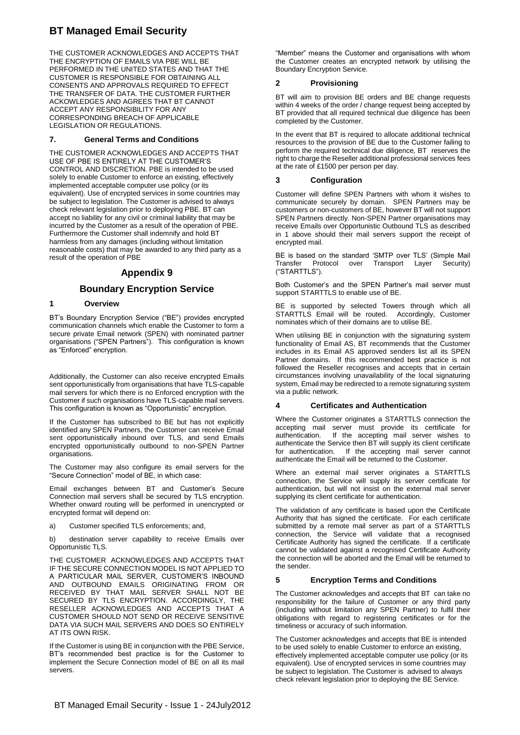THE CUSTOMER ACKNOWLEDGES AND ACCEPTS THAT THE ENCRYPTION OF EMAILS VIA PBE WILL BE PERFORMED IN THE UNITED STATES AND THAT THE CUSTOMER IS RESPONSIBLE FOR OBTAINING ALL CONSENTS AND APPROVALS REQUIRED TO EFFECT THE TRANSFER OF DATA. THE CUSTOMER FURTHER ACKOWLEDGES AND AGREES THAT BT CANNOT ACCEPT ANY RESPONSIBILITY FOR ANY CORRESPONDING BREACH OF APPLICABLE LEGISLATION OR REGULATIONS.

### 7. General Terms and Conditions

THE CUSTOMER ACKNOWLEDGES AND ACCEPTS THAT USE OF PBE IS ENTIRELY AT THE CUSTOMER'S CONTROL AND DISCRETION. PBE is intended to be used solely to enable Customer to enforce an existing, effectively implemented acceptable computer use policy (or its equivalent). Use of encrypted services in some countries may be subject to legislation. The Customer is advised to always check relevant legislation prior to deploying PBE. BT can accept no liability for any civil or criminal liability that may be incurred by the Customer as a result of the operation of PBE. Furthermore the Customer shall indemnify and hold BT harmless from any damages (including without limitation reasonable costs) that may be awarded to any third party as a result of the operation of PBE

## Appendix 9

## Boundary Encryption Service

### 1 Overview

BT's Boundary Encryption Service ("BE") provides encrypted communication channels which enable the Customer to form a secure private Email network (SPEN) with nominated partner organisations ("SPEN Partners"). This configuration is known as "Enforced" encryption.

Additionally, the Customer can also receive encrypted Emails sent opportunistically from organisations that have TLS-capable mail servers for which there is no Enforced encryption with the Customer if such organisations have TLS-capable mail servers. This configuration is known as "Opportunistic" encryption.

If the Customer has subscribed to BE but has not explicitly identified any SPEN Partners, the Customer can receive Email sent opportunistically inbound over TLS, and send Emails encrypted opportunistically outbound to non-SPEN Partner organisations.

The Customer may also configure its email servers for the "Secure Connection" model of BE, in which case:

Email exchanges between BT and Customer's Secure Connection mail servers shall be secured by TLS encryption. Whether onward routing will be performed in unencrypted or encrypted format will depend on:

a) Customer specified TLS enforcements; and,

b) destination server capability to receive Emails over Opportunistic TLS.

THE CUSTOMER ACKNOWLEDGES AND ACCEPTS THAT IF THE SECURE CONNECTION MODEL IS NOT APPLIED TO A PARTICULAR MAIL SERVER, CUSTOMER'S INBOUND AND OUTBOUND EMAILS ORIGINATING FROM OR RECEIVED BY THAT MAIL SERVER SHALL NOT BE SECURED BY TLS ENCRYPTION. ACCORDINGLY, THE RESELLER ACKNOWLEDGES AND ACCEPTS THAT A CUSTOMER SHOULD NOT SEND OR RECEIVE SENSITIVE DATA VIA SUCH MAIL SERVERS AND DOES SO ENTIRELY AT ITS OWN RISK.

If the Customer is using BE in conjunction with the PBE Service, BT's recommended best practice is for the Customer to implement the Secure Connection model of BE on all its mail servers.

"Member" means the Customer and organisations with whom the Customer creates an encrypted network by utilising the Boundary Encryption Service.

### 2 Provisioning

BT will aim to provision BE orders and BE change requests within 4 weeks of the order / change request being accepted by BT provided that all required technical due diligence has been completed by the Customer.

In the event that BT is required to allocate additional technical resources to the provision of BE due to the Customer failing to perform the required technical due diligence, BT reserves the right to charge the Reseller additional professional services fees at the rate of £1500 per person per day.

### 3 Configuration

Customer will define SPEN Partners with whom it wishes to communicate securely by domain. SPEN Partners may be customers or non-customers of BE, however BT will not support SPEN Partners directly. Non-SPEN Partner organisations may receive Emails over Opportunistic Outbound TLS as described in 1 above should their mail servers support the receipt of encrypted mail.

BE is based on the standard 'SMTP over TLS' (Simple Mail Transfer Protocol over Transport Layer Security) ("STARTTLS").

Both Customer's and the SPEN Partner's mail server must support STARTTLS to enable use of BE.

BE is supported by selected Towers through which all STARTTLS Email will be routed. Accordingly, Customer nominates which of their domains are to utilise BE.

When utilising BE in conjunction with the signaturing system functionality of Email AS, BT recommends that the Customer includes in its Email AS approved senders list all its SPEN Partner domains. If this recommended best practice is not followed the Reseller recognises and accepts that in certain circumstances involving unavailability of the local signaturing system, Email may be redirected to a remote signaturing system via a public network.

### 4 Certificates and Authentication

Where the Customer originates a STARTTLS connection the accepting mail server must provide its certificate for authentication. If the accepting mail server wishes to authenticate the Service then BT will supply its client certificate for authentication. If the accepting mail server cannot authenticate the Email will be returned to the Customer.

Where an external mail server originates a STARTTLS connection, the Service will supply its server certificate for authentication, but will not insist on the external mail server supplying its client certificate for authentication.

The validation of any certificate is based upon the Certificate Authority that has signed the certificate. For each certificate submitted by a remote mail server as part of a STARTTLS connection, the Service will validate that a recognised Certificate Authority has signed the certificate. If a certificate cannot be validated against a recognised Certificate Authority the connection will be aborted and the Email will be returned to the sender.

### 5 Encryption Terms and Conditions

The Customer acknowledges and accepts that BT can take no responsibility for the failure of Customer or any third party (including without limitation any SPEN Partner) to fulfil their obligations with regard to registering certificates or for the timeliness or accuracy of such information.

The Customer acknowledges and accepts that BE is intended to be used solely to enable Customer to enforce an existing, effectively implemented acceptable computer use policy (or its equivalent). Use of encrypted services in some countries may be subject to legislation. The Customer is advised to always check relevant legislation prior to deploying the BE Service.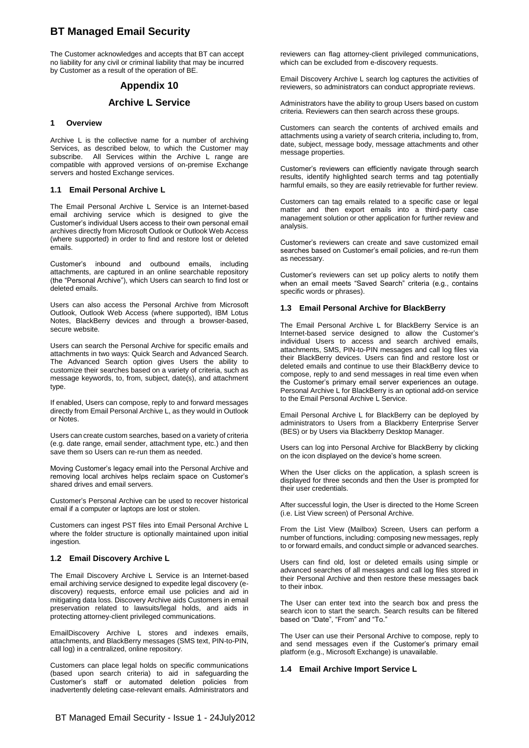The Customer acknowledges and accepts that BT can accept no liability for any civil or criminal liability that may be incurred by Customer as a result of the operation of BE.

## Appendix 10

## Archive L Service

### 1 Overview

Archive L is the collective name for a number of archiving Services, as described below, to which the Customer may subscribe. All Services within the Archive L range are compatible with approved versions of on-premise Exchange servers and hosted Exchange services.

#### 1.1 Email Personal Archive L

The Email Personal Archive L Service is an Internet-based email archiving service which is designed to give the Customer's individual Users access to their own personal email archives directly from Microsoft Outlook or Outlook Web Access (where supported) in order to find and restore lost or deleted emails.

Customer's inbound and outbound emails, including attachments, are captured in an online searchable repository (the "Personal Archive"), which Users can search to find lost or deleted emails.

Users can also access the Personal Archive from Microsoft Outlook, Outlook Web Access (where supported), IBM Lotus Notes, BlackBerry devices and through a browser-based, secure website.

Users can search the Personal Archive for specific emails and attachments in two ways: Quick Search and Advanced Search. The Advanced Search option gives Users the ability to customize their searches based on a variety of criteria, such as message keywords, to, from, subject, date(s), and attachment type.

If enabled, Users can compose, reply to and forward messages directly from Email Personal Archive L, as they would in Outlook or Notes.

Users can create custom searches, based on a variety of criteria (e.g. date range, email sender, attachment type, etc.) and then save them so Users can re-run them as needed.

Moving Customer's legacy email into the Personal Archive and removing local archives helps reclaim space on Customer's shared drives and email servers.

Customer's Personal Archive can be used to recover historical email if a computer or laptops are lost or stolen.

Customers can ingest PST files into Email Personal Archive L where the folder structure is optionally maintained upon initial ingestion.

#### 1.2 Email Discovery Archive L

The Email Discovery Archive L Service is an Internet-based email archiving service designed to expedite legal discovery (e-discovery) requests, enforce email use policies and aid in mitigating data loss. Discovery Archive aids Customers in email preservation related to lawsuits/legal holds, and aids in protecting attorney-client privileged communications.

EmailDiscovery Archive L stores and indexes emails, attachments, and BlackBerry messages (SMS text, PIN-to-PIN, call log) in a centralized, online repository.

Customers can place legal holds on specific communications (based upon search criteria) to aid in safeguarding the Customer's staff or automated deletion policies from inadvertently deleting case-relevant emails. Administrators and reviewers can flag attorney-client privileged communications, which can be excluded from e-discovery requests.

Email Discovery Archive L search log captures the activities of reviewers, so administrators can conduct appropriate reviews.

Administrators have the ability to group Users based on custom criteria. Reviewers can then search across these groups.

Customers can search the contents of archived emails and attachments using a variety of search criteria, including to, from, date, subject, message body, message attachments and other message properties.

Customer's reviewers can efficiently navigate through search results, identify highlighted search terms and tag potentially harmful emails, so they are easily retrievable for further review.

Customers can tag emails related to a specific case or legal matter and then export emails into a third-party case management solution or other application for further review and analysis.

Customer's reviewers can create and save customized email searches based on Customer's email policies, and re-run them as necessary.

Customer's reviewers can set up policy alerts to notify them when an email meets "Saved Search" criteria (e.g., contains specific words or phrases).

#### 1.3 Email Personal Archive for BlackBerry

The Email Personal Archive L for BlackBerry Service is an Internet-based service designed to allow the Customer's individual Users to access and search archived emails, attachments, SMS, PIN-to-PIN messages and call log files via their BlackBerry devices. Users can find and restore lost or deleted emails and continue to use their BlackBerry device to compose, reply to and send messages in real time even when the Customer's primary email server experiences an outage. Personal Archive L for BlackBerry is an optional add-on service to the Email Personal Archive L Service.

Email Personal Archive L for BlackBerry can be deployed by administrators to Users from a Blackberry Enterprise Server (BES) or by Users via Blackberry Desktop Manager.

Users can log into Personal Archive for BlackBerry by clicking on the icon displayed on the device's home screen.

When the User clicks on the application, a splash screen is displayed for three seconds and then the User is prompted for their user credentials.

After successful login, the User is directed to the Home Screen (i.e. List View screen) of Personal Archive.

From the List View (Mailbox) Screen, Users can perform a number of functions, including: composing new messages, reply to or forward emails, and conduct simple or advanced searches.

Users can find old, lost or deleted emails using simple or advanced searches of all messages and call log files stored in their Personal Archive and then restore these messages back to their inbox.

The User can enter text into the search box and press the search icon to start the search. Search results can be filtered based on "Date", "From" and "To."

The User can use their Personal Archive to compose, reply to and send messages even if the Customer's primary email platform (e.g., Microsoft Exchange) is unavailable.

#### 1.4 Email Archive Import Service L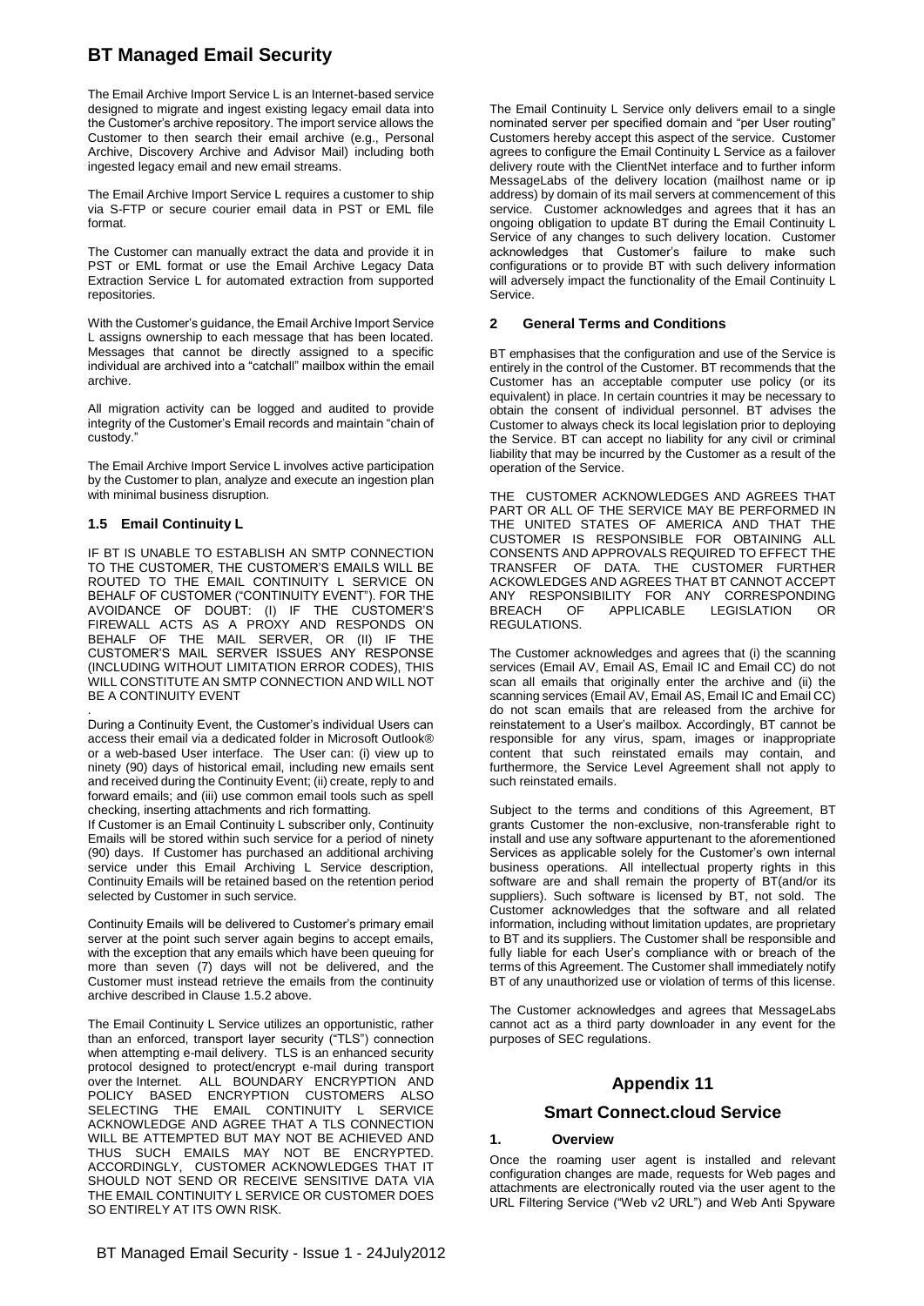The Email Archive Import Service L is an Internet-based service designed to migrate and ingest existing legacy email data into the Customer's archive repository. The import service allows the Customer to then search their email archive (e.g., Personal Archive, Discovery Archive and Advisor Mail) including both ingested legacy email and new email streams.

The Email Archive Import Service L requires a customer to ship via S-FTP or secure courier email data in PST or EML file format.

The Customer can manually extract the data and provide it in PST or EML format or use the Email Archive Legacy Data Extraction Service L for automated extraction from supported repositories.

With the Customer's guidance, the Email Archive Import Service L assigns ownership to each message that has been located. Messages that cannot be directly assigned to a specific individual are archived into a "catchall" mailbox within the email archive.

All migration activity can be logged and audited to provide integrity of the Customer's Email records and maintain "chain of custody."

The Email Archive Import Service L involves active participation by the Customer to plan, analyze and execute an ingestion plan with minimal business disruption.

### 1.5 Email Continuity L

IF BT IS UNABLE TO ESTABLISH AN SMTP CONNECTION TO THE CUSTOMER, THE CUSTOMER'S EMAILS WILL BE ROUTED TO THE EMAIL CONTINUITY L SERVICE ON BEHALF OF CUSTOMER ("CONTINUITY EVENT"). FOR THE AVOIDANCE OF DOUBT: (I) IF THE CUSTOMER'S FIREWALL ACTS AS A PROXY AND RESPONDS ON BEHALF OF THE MAIL SERVER, OR (II) IF THE CUSTOMER'S MAIL SERVER ISSUES ANY RESPONSE (INCLUDING WITHOUT LIMITATION ERROR CODES), THIS WILL CONSTITUTE AN SMTP CONNECTION AND WILL NOT BE A CONTINUITY EVENT

.

During a Continuity Event, the Customer's individual Users can access their email via a dedicated folder in Microsoft Outlook® or a web-based User interface. The User can: (i) view up to ninety (90) days of historical email, including new emails sent and received during the Continuity Event; (ii) create, reply to and forward emails; and (iii) use common email tools such as spell checking, inserting attachments and rich formatting.

If Customer is an Email Continuity L subscriber only, Continuity Emails will be stored within such service for a period of ninety (90) days. If Customer has purchased an additional archiving service under this Email Archiving L Service description, Continuity Emails will be retained based on the retention period selected by Customer in such service.

Continuity Emails will be delivered to Customer's primary email server at the point such server again begins to accept emails, with the exception that any emails which have been queuing for more than seven (7) days will not be delivered, and the Customer must instead retrieve the emails from the continuity archive described in Clause 1.5.2 above.

The Email Continuity L Service utilizes an opportunistic, rather than an enforced, transport layer security ("TLS") connection when attempting e-mail delivery. TLS is an enhanced security protocol designed to protect/encrypt e-mail during transport over the Internet. ALL BOUNDARY ENCRYPTION AND POLICY BASED ENCRYPTION CUSTOMERS ALSO SELECTING THE EMAIL CONTINUITY L SERVICE ACKNOWLEDGE AND AGREE THAT A TLS CONNECTION WILL BE ATTEMPTED BUT MAY NOT BE ACHIEVED AND THUS SUCH EMAILS MAY NOT BE ENCRYPTED. ACCORDINGLY, CUSTOMER ACKNOWLEDGES THAT IT SHOULD NOT SEND OR RECEIVE SENSITIVE DATA VIA THE EMAIL CONTINUITY L SERVICE OR CUSTOMER DOES SO ENTIRELY AT ITS OWN RISK.

The Email Continuity L Service only delivers email to a single nominated server per specified domain and "per User routing" Customers hereby accept this aspect of the service. Customer agrees to configure the Email Continuity L Service as a failover delivery route with the ClientNet interface and to further inform MessageLabs of the delivery location (mailhost name or ip address) by domain of its mail servers at commencement of this service. Customer acknowledges and agrees that it has an ongoing obligation to update BT during the Email Continuity L Service of any changes to such delivery location. Customer acknowledges that Customer's failure to make such configurations or to provide BT with such delivery information will adversely impact the functionality of the Email Continuity L Service.

## 2 General Terms and Conditions

BT emphasises that the configuration and use of the Service is entirely in the control of the Customer. BT recommends that the Customer has an acceptable computer use policy (or its equivalent) in place. In certain countries it may be necessary to obtain the consent of individual personnel. BT advises the Customer to always check its local legislation prior to deploying the Service. BT can accept no liability for any civil or criminal liability that may be incurred by the Customer as a result of the operation of the Service.

THE CUSTOMER ACKNOWLEDGES AND AGREES THAT PART OR ALL OF THE SERVICE MAY BE PERFORMED IN THE UNITED STATES OF AMERICA AND THAT THE CUSTOMER IS RESPONSIBLE FOR OBTAINING ALL CONSENTS AND APPROVALS REQUIRED TO EFFECT THE TRANSFER OF DATA. THE CUSTOMER FURTHER ACKOWLEDGES AND AGREES THAT BT CANNOT ACCEPT ANY RESPONSIBILITY FOR ANY CORRESPONDING BREACH OF APPLICABLE LEGISLATION OR REGULATIONS.

The Customer acknowledges and agrees that (i) the scanning services (Email AV, Email AS, Email IC and Email CC) do not scan all emails that originally enter the archive and (ii) the scanning services (Email AV, Email AS, Email IC and Email CC) do not scan emails that are released from the archive for reinstatement to a User's mailbox. Accordingly, BT cannot be responsible for any virus, spam, images or inappropriate content that such reinstated emails may contain, and furthermore, the Service Level Agreement shall not apply to such reinstated emails.

Subject to the terms and conditions of this Agreement, BT grants Customer the non-exclusive, non-transferable right to install and use any software appurtenant to the aforementioned Services as applicable solely for the Customer's own internal business operations. All intellectual property rights in this software are and shall remain the property of BT(and/or its suppliers). Such software is licensed by BT, not sold. The Customer acknowledges that the software and all related information, including without limitation updates, are proprietary to BT and its suppliers. The Customer shall be responsible and fully liable for each User's compliance with or breach of the terms of this Agreement. The Customer shall immediately notify BT of any unauthorized use or violation of terms of this license.

The Customer acknowledges and agrees that MessageLabs cannot act as a third party downloader in any event for the purposes of SEC regulations.

# Appendix 11

## Smart Connect.cloud Service

### 1. Overview

Once the roaming user agent is installed and relevant configuration changes are made, requests for Web pages and attachments are electronically routed via the user agent to the URL Filtering Service ("Web v2 URL") and Web Anti Spyware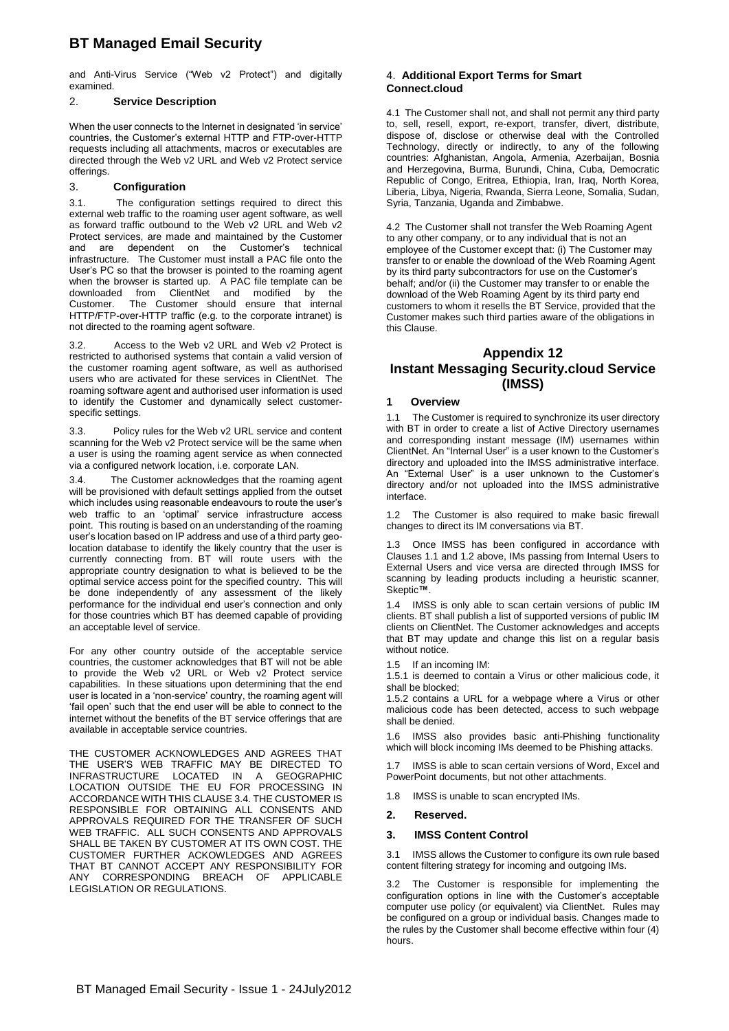and Anti-Virus Service ("Web v2 Protect") and digitally examined.

## 2. Service Description

When the user connects to the Internet in designated 'in service' countries, the Customer's external HTTP and FTP-over-HTTP requests including all attachments, macros or executables are directed through the Web v2 URL and Web v2 Protect service offerings.

## 3. Configuration

3.1. The configuration settings required to direct this external web traffic to the roaming user agent software, as well as forward traffic outbound to the Web v2 URL and Web v2 Protect services, are made and maintained by the Customer and are dependent on the Customer's technical infrastructure. The Customer must install a PAC file onto the User's PC so that the browser is pointed to the roaming agent when the browser is started up. A PAC file template can be downloaded from ClientNet and modified by the Customer. The Customer should ensure that internal HTTP/FTP-over-HTTP traffic (e.g. to the corporate intranet) is not directed to the roaming agent software.

3.2. Access to the Web v2 URL and Web v2 Protect is restricted to authorised systems that contain a valid version of the customer roaming agent software, as well as authorised users who are activated for these services in ClientNet. The roaming software agent and authorised user information is used to identify the Customer and dynamically select customer-specific settings.

3.3. Policy rules for the Web v2 URL service and content scanning for the Web v2 Protect service will be the same when a user is using the roaming agent service as when connected via a configured network location, i.e. corporate LAN.

3.4. The Customer acknowledges that the roaming agent will be provisioned with default settings applied from the outset which includes using reasonable endeavours to route the user's web traffic to an 'optimal' service infrastructure access point. This routing is based on an understanding of the roaming user's location based on IP address and use of a third party geo-location database to identify the likely country that the user is currently connecting from. BT will route users with the appropriate country designation to what is believed to be the optimal service access point for the specified country. This will be done independently of any assessment of the likely performance for the individual end user's connection and only for those countries which BT has deemed capable of providing an acceptable level of service.

For any other country outside of the acceptable service countries, the customer acknowledges that BT will not be able to provide the Web v2 URL or Web v2 Protect service capabilities. In these situations upon determining that the end user is located in a 'non-service' country, the roaming agent will 'fail open' such that the end user will be able to connect to the internet without the benefits of the BT service offerings that are available in acceptable service countries.

THE CUSTOMER ACKNOWLEDGES AND AGREES THAT THE USER'S WEB TRAFFIC MAY BE DIRECTED TO INFRASTRUCTURE LOCATED IN A GEOGRAPHIC LOCATION OUTSIDE THE EU FOR PROCESSING IN ACCORDANCE WITH THIS CLAUSE 3.4. THE CUSTOMER IS RESPONSIBLE FOR OBTAINING ALL CONSENTS AND APPROVALS REQUIRED FOR THE TRANSFER OF SUCH WEB TRAFFIC. ALL SUCH CONSENTS AND APPROVALS SHALL BE TAKEN BY CUSTOMER AT ITS OWN COST. THE CUSTOMER FURTHER ACKOWLEDGES AND AGREES THAT BT CANNOT ACCEPT ANY RESPONSIBILITY FOR ANY CORRESPONDING BREACH OF APPLICABLE LEGISLATION OR REGULATIONS.

## 4. Additional Export Terms for Smart Connect.cloud

4.1 The Customer shall not, and shall not permit any third party to, sell, resell, export, re-export, transfer, divert, distribute, dispose of, disclose or otherwise deal with the Controlled Technology, directly or indirectly, to any of the following countries: Afghanistan, Angola, Armenia, Azerbaijan, Bosnia and Herzegovina, Burma, Burundi, China, Cuba, Democratic Republic of Congo, Eritrea, Ethiopia, Iran, Iraq, North Korea, Liberia, Libya, Nigeria, Rwanda, Sierra Leone, Somalia, Sudan, Syria, Tanzania, Uganda and Zimbabwe.

4.2 The Customer shall not transfer the Web Roaming Agent to any other company, or to any individual that is not an employee of the Customer except that: (i) The Customer may transfer to or enable the download of the Web Roaming Agent by its third party subcontractors for use on the Customer's behalf; and/or (ii) the Customer may transfer to or enable the download of the Web Roaming Agent by its third party end customers to whom it resells the BT Service, provided that the Customer makes such third parties aware of the obligations in this Clause.

# Appendix 12
# Instant Messaging Security.cloud Service (IMSS)

## 1 Overview

1.1 The Customer is required to synchronize its user directory with BT in order to create a list of Active Directory usernames and corresponding instant message (IM) usernames within ClientNet. An "Internal User" is a user known to the Customer's directory and uploaded into the IMSS administrative interface. An "External User" is a user unknown to the Customer's directory and/or not uploaded into the IMSS administrative interface.

1.2 The Customer is also required to make basic firewall changes to direct its IM conversations via BT.

1.3 Once IMSS has been configured in accordance with Clauses 1.1 and 1.2 above, IMs passing from Internal Users to External Users and vice versa are directed through IMSS for scanning by leading products including a heuristic scanner, Skeptic™.

1.4 IMSS is only able to scan certain versions of public IM clients. BT shall publish a list of supported versions of public IM clients on ClientNet. The Customer acknowledges and accepts that BT may update and change this list on a regular basis without notice.

1.5 If an incoming IM:

1.5.1 is deemed to contain a Virus or other malicious code, it shall be blocked;

1.5.2 contains a URL for a webpage where a Virus or other malicious code has been detected, access to such webpage shall be denied.

1.6 IMSS also provides basic anti-Phishing functionality which will block incoming IMs deemed to be Phishing attacks.

1.7 IMSS is able to scan certain versions of Word, Excel and PowerPoint documents, but not other attachments.

1.8 IMSS is unable to scan encrypted IMs.

## 2. Reserved.

## 3. IMSS Content Control

3.1 IMSS allows the Customer to configure its own rule based content filtering strategy for incoming and outgoing IMs.

3.2 The Customer is responsible for implementing the configuration options in line with the Customer's acceptable computer use policy (or equivalent) via ClientNet. Rules may be configured on a group or individual basis. Changes made to the rules by the Customer shall become effective within four (4) hours.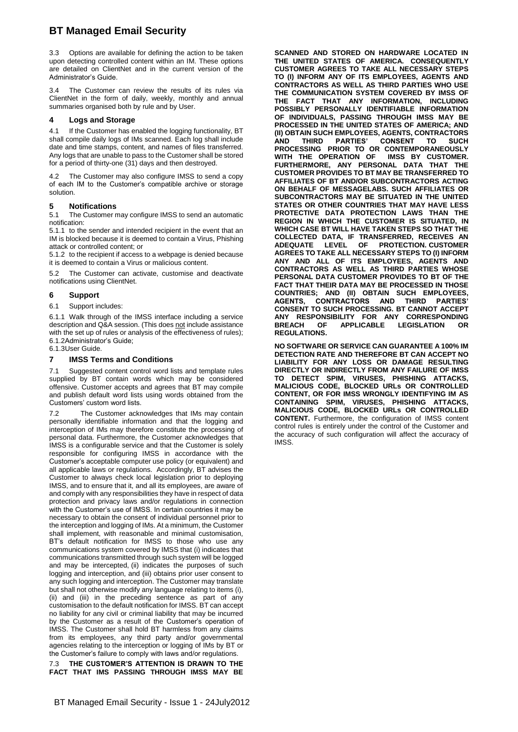3.3 Options are available for defining the action to be taken upon detecting controlled content within an IM. These options are detailed on ClientNet and in the current version of the Administrator's Guide.

3.4 The Customer can review the results of its rules via ClientNet in the form of daily, weekly, monthly and annual summaries organised both by rule and by User.

## 4 Logs and Storage

4.1 If the Customer has enabled the logging functionality, BT shall compile daily logs of IMs scanned. Each log shall include date and time stamps, content, and names of files transferred. Any logs that are unable to pass to the Customer shall be stored for a period of thirty-one (31) days and then destroyed.

4.2 The Customer may also configure IMSS to send a copy of each IM to the Customer's compatible archive or storage solution.

## 5 Notifications

5.1 The Customer may configure IMSS to send an automatic notification:

5.1.1 to the sender and intended recipient in the event that an IM is blocked because it is deemed to contain a Virus, Phishing attack or controlled content; or

5.1.2 to the recipient if access to a webpage is denied because it is deemed to contain a Virus or malicious content.

5.2 The Customer can activate, customise and deactivate notifications using ClientNet.

## 6 Support

6.1 Support includes:

6.1.1 Walk through of the IMSS interface including a service description and Q&A session. (This does not include assistance with the set up of rules or analysis of the effectiveness of rules);

6.1.2 Administrator's Guide;

6.1.3 User Guide.

## 7 IMSS Terms and Conditions

7.1 Suggested content control word lists and template rules supplied by BT contain words which may be considered offensive. Customer accepts and agrees that BT may compile and publish default word lists using words obtained from the Customers' custom word lists.

7.2 The Customer acknowledges that IMs may contain personally identifiable information and that the logging and interception of IMs may therefore constitute the processing of personal data. Furthermore, the Customer acknowledges that IMSS is a configurable service and that the Customer is solely responsible for configuring IMSS in accordance with the Customer's acceptable computer use policy (or equivalent) and all applicable laws or regulations. Accordingly, BT advises the Customer to always check local legislation prior to deploying IMSS, and to ensure that it, and all its employees, are aware of and comply with any responsibilities they have in respect of data protection and privacy laws and/or regulations in connection with the Customer's use of IMSS. In certain countries it may be necessary to obtain the consent of individual personnel prior to the interception and logging of IMs. At a minimum, the Customer shall implement, with reasonable and minimal customisation, BT's default notification for IMSS to those who use any communications system covered by IMSS that (i) indicates that communications transmitted through such system will be logged and may be intercepted, (ii) indicates the purposes of such logging and interception, and (iii) obtains prior user consent to any such logging and interception. The Customer may translate but shall not otherwise modify any language relating to items (i), (ii) and (iii) in the preceding sentence as part of any customisation to the default notification for IMSS. BT can accept no liability for any civil or criminal liability that may be incurred by the Customer as a result of the Customer's operation of IMSS. The Customer shall hold BT harmless from any claims from its employees, any third party and/or governmental agencies relating to the interception or logging of IMs by BT or the Customer's failure to comply with laws and/or regulations.

7.3 **THE CUSTOMER'S ATTENTION IS DRAWN TO THE FACT THAT IMS PASSING THROUGH IMSS MAY BE SCANNED AND STORED ON HARDWARE LOCATED IN THE UNITED STATES OF AMERICA. CONSEQUENTLY CUSTOMER AGREES TO TAKE ALL NECESSARY STEPS TO (I) INFORM ANY OF ITS EMPLOYEES, AGENTS AND CONTRACTORS AS WELL AS THIRD PARTIES WHO USE THE COMMUNICATION SYSTEM COVERED BY IMSS OF THE FACT THAT ANY INFORMATION, INCLUDING POSSIBLY PERSONALLY IDENTIFIABLE INFORMATION OF INDIVIDUALS, PASSING THROUGH IMSS MAY BE PROCESSED IN THE UNITED STATES OF AMERICA; AND (II) OBTAIN SUCH EMPLOYEES, AGENTS, CONTRACTORS AND THIRD PARTIES' CONSENT TO SUCH PROCESSING PRIOR TO OR CONTEMPORANEOUSLY WITH THE OPERATION OF IMSS BY CUSTOMER. FURTHERMORE, ANY PERSONAL DATA THAT THE CUSTOMER PROVIDES TO BT MAY BE TRANSFERRED TO AFFILIATES OF BT AND/OR SUBCONTRACTORS ACTING ON BEHALF OF MESSAGELABS. SUCH AFFILIATES OR SUBCONTRACTORS MAY BE SITUATED IN THE UNITED STATES OR OTHER COUNTRIES THAT MAY HAVE LESS PROTECTIVE DATA PROTECTION LAWS THAN THE REGION IN WHICH THE CUSTOMER IS SITUATED, IN WHICH CASE BT WILL HAVE TAKEN STEPS SO THAT THE COLLECTED DATA, IF TRANSFERRED, RECEIVES AN ADEQUATE LEVEL OF PROTECTION. CUSTOMER AGREES TO TAKE ALL NECESSARY STEPS TO (I) INFORM ANY AND ALL OF ITS EMPLOYEES, AGENTS AND CONTRACTORS AS WELL AS THIRD PARTIES WHOSE PERSONAL DATA CUSTOMER PROVIDES TO BT OF THE FACT THAT THEIR DATA MAY BE PROCESSED IN THOSE COUNTRIES; AND (II) OBTAIN SUCH EMPLOYEES, AGENTS, CONTRACTORS AND THIRD PARTIES' CONSENT TO SUCH PROCESSING. BT CANNOT ACCEPT ANY RESPONSIBILITY FOR ANY CORRESPONDING BREACH OF APPLICABLE LEGISLATION OR REGULATIONS.**

**NO SOFTWARE OR SERVICE CAN GUARANTEE A 100% IM DETECTION RATE AND THEREFORE BT CAN ACCEPT NO LIABILITY FOR ANY LOSS OR DAMAGE RESULTING DIRECTLY OR INDIRECTLY FROM ANY FAILURE OF IMSS TO DETECT SPIM, VIRUSES, PHISHING ATTACKS, MALICIOUS CODE, BLOCKED URLs OR CONTROLLED CONTENT, OR FOR IMSS WRONGLY IDENTIFYING IM AS CONTAINING SPIM, VIRUSES, PHISHING ATTACKS, MALICIOUS CODE, BLOCKED URLs OR CONTROLLED CONTENT.** Furthermore, the configuration of IMSS content control rules is entirely under the control of the Customer and the accuracy of such configuration will affect the accuracy of IMSS.